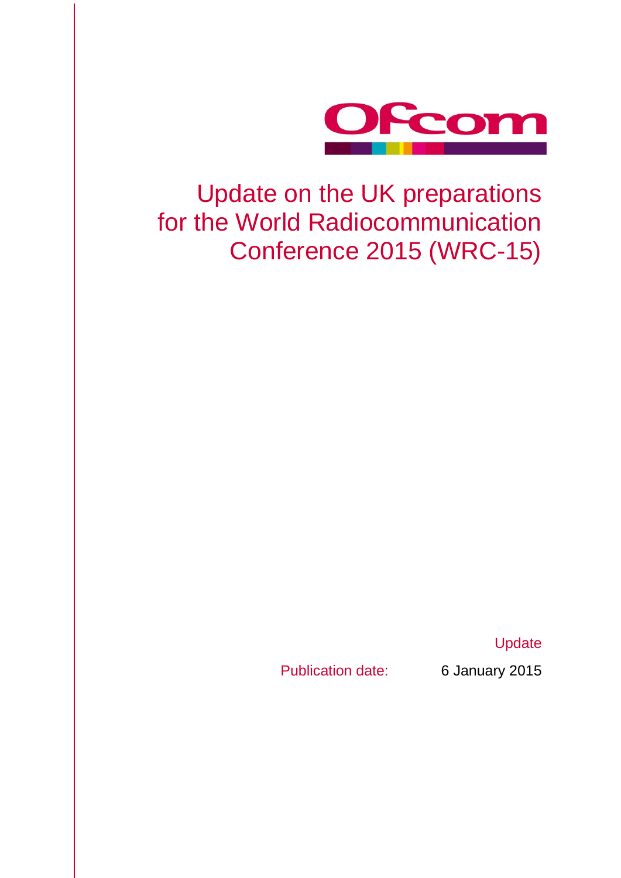# Update on the UK preparations for the World Radiocommunication Conference 2015 (WRC-15)

Update

Publication date: 6 January 2015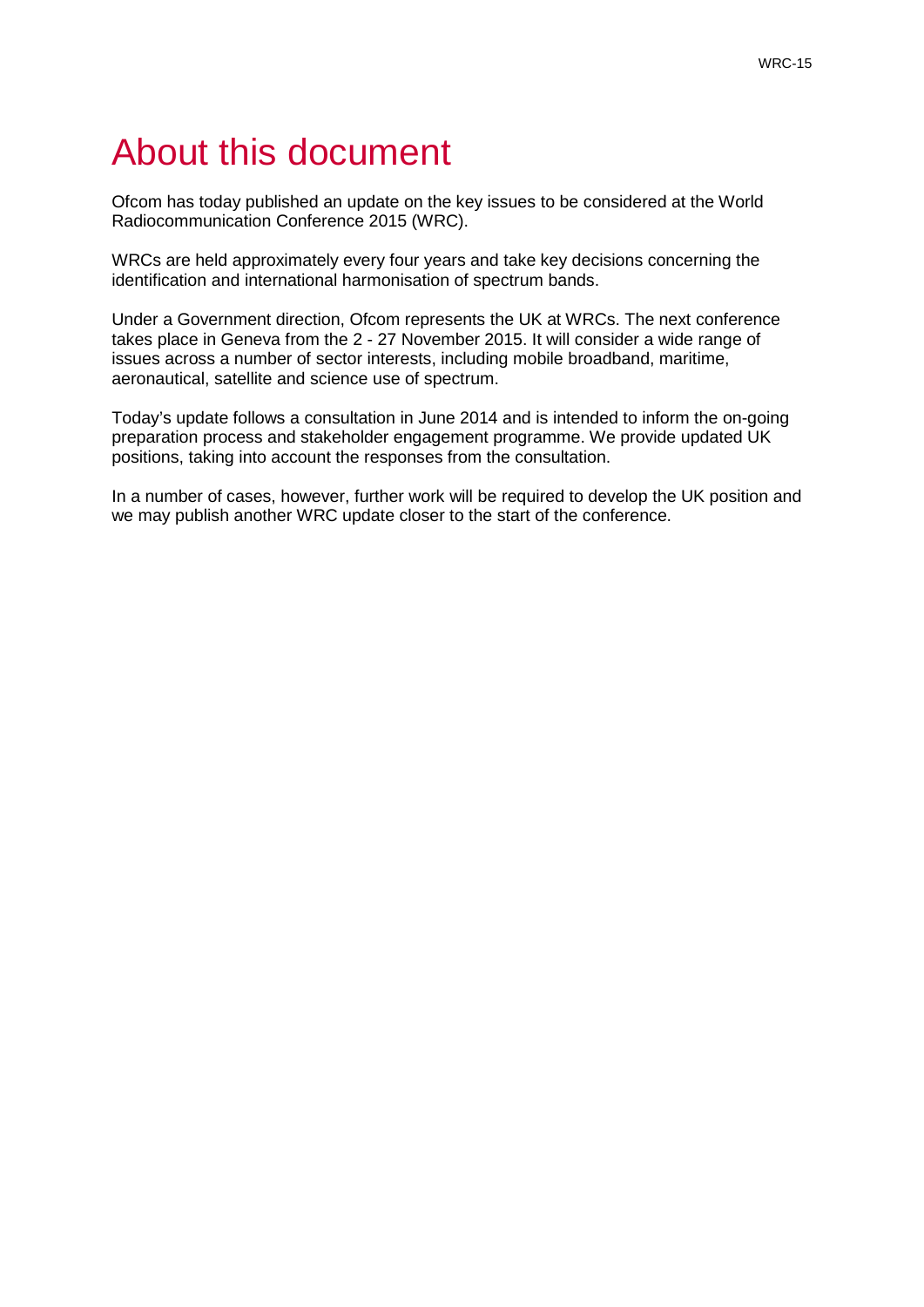# About this document

Ofcom has today published an update on the key issues to be considered at the World Radiocommunication Conference 2015 (WRC).

WRCs are held approximately every four years and take key decisions concerning the identification and international harmonisation of spectrum bands.

Under a Government direction, Ofcom represents the UK at WRCs. The next conference takes place in Geneva from the 2 - 27 November 2015. It will consider a wide range of issues across a number of sector interests, including mobile broadband, maritime, aeronautical, satellite and science use of spectrum.

Today's update follows a consultation in June 2014 and is intended to inform the on-going preparation process and stakeholder engagement programme. We provide updated UK positions, taking into account the responses from the consultation.

In a number of cases, however, further work will be required to develop the UK position and we may publish another WRC update closer to the start of the conference.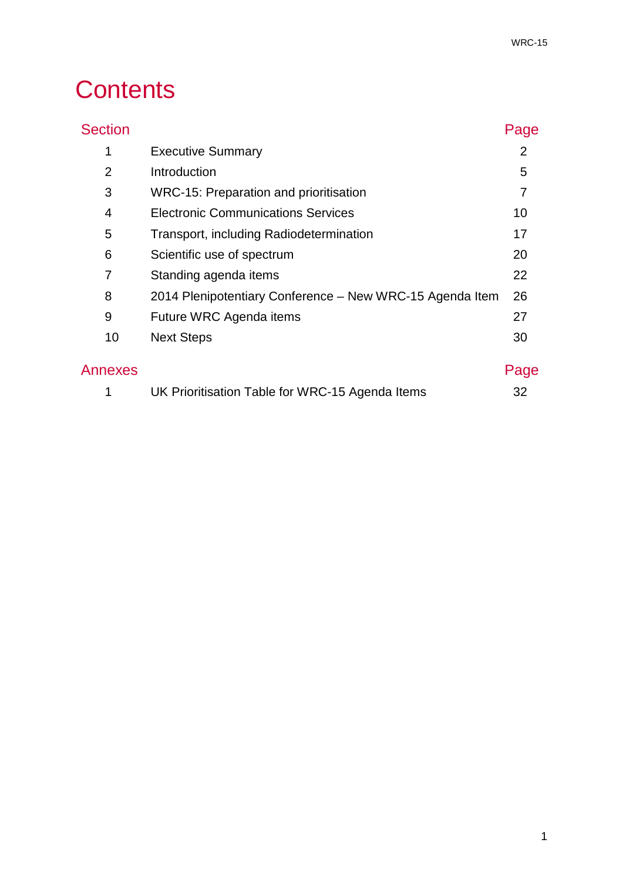# Contents

| Section | | Page |
|---|---|---|
| 1 | Executive Summary | 2 |
| 2 | Introduction | 5 |
| 3 | WRC-15: Preparation and prioritisation | 7 |
| 4 | Electronic Communications Services | 10 |
| 5 | Transport, including Radiodetermination | 17 |
| 6 | Scientific use of spectrum | 20 |
| 7 | Standing agenda items | 22 |
| 8 | 2014 Plenipotentiary Conference – New WRC-15 Agenda Item | 26 |
| 9 | Future WRC Agenda items | 27 |
| 10 | Next Steps | 30 |

| Annexes | | Page |
|---|---|---|
| 1 | UK Prioritisation Table for WRC-15 Agenda Items | 32 |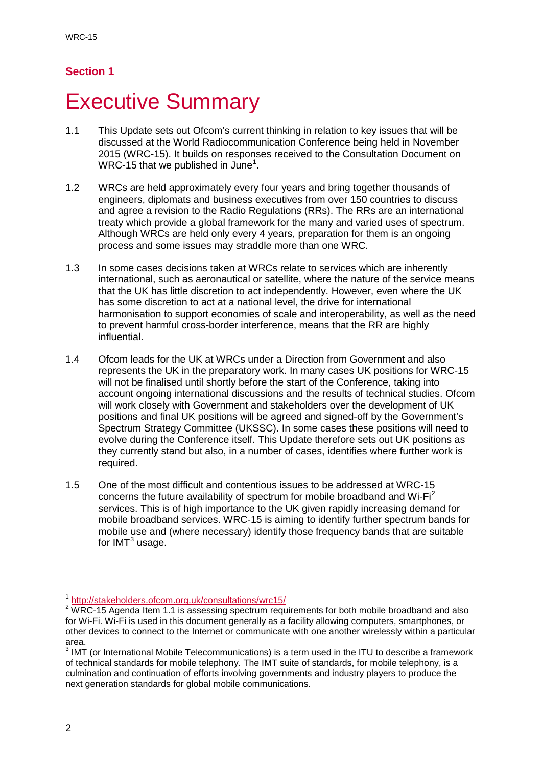## Section 1

# Executive Summary

1.1 This Update sets out Ofcom's current thinking in relation to key issues that will be discussed at the World Radiocommunication Conference being held in November 2015 (WRC-15). It builds on responses received to the Consultation Document on WRC-15 that we published in June[1].

1.2 WRCs are held approximately every four years and bring together thousands of engineers, diplomats and business executives from over 150 countries to discuss and agree a revision to the Radio Regulations (RRs). The RRs are an international treaty which provide a global framework for the many and varied uses of spectrum. Although WRCs are held only every 4 years, preparation for them is an ongoing process and some issues may straddle more than one WRC.

1.3 In some cases decisions taken at WRCs relate to services which are inherently international, such as aeronautical or satellite, where the nature of the service means that the UK has little discretion to act independently. However, even where the UK has some discretion to act at a national level, the drive for international harmonisation to support economies of scale and interoperability, as well as the need to prevent harmful cross-border interference, means that the RR are highly influential.

1.4 Ofcom leads for the UK at WRCs under a Direction from Government and also represents the UK in the preparatory work. In many cases UK positions for WRC-15 will not be finalised until shortly before the start of the Conference, taking into account ongoing international discussions and the results of technical studies. Ofcom will work closely with Government and stakeholders over the development of UK positions and final UK positions will be agreed and signed-off by the Government's Spectrum Strategy Committee (UKSSC). In some cases these positions will need to evolve during the Conference itself. This Update therefore sets out UK positions as they currently stand but also, in a number of cases, identifies where further work is required.

1.5 One of the most difficult and contentious issues to be addressed at WRC-15 concerns the future availability of spectrum for mobile broadband and Wi-Fi[2] services. This is of high importance to the UK given rapidly increasing demand for mobile broadband services. WRC-15 is aiming to identify further spectrum bands for mobile use and (where necessary) identify those frequency bands that are suitable for IMT[3] usage.

---

[1] http://stakeholders.ofcom.org.uk/consultations/wrc15/

[2] WRC-15 Agenda Item 1.1 is assessing spectrum requirements for both mobile broadband and also for Wi-Fi. Wi-Fi is used in this document generally as a facility allowing computers, smartphones, or other devices to connect to the Internet or communicate with one another wirelessly within a particular area.

[3] IMT (or International Mobile Telecommunications) is a term used in the ITU to describe a framework of technical standards for mobile telephony. The IMT suite of standards, for mobile telephony, is a culmination and continuation of efforts involving governments and industry players to produce the next generation standards for global mobile communications.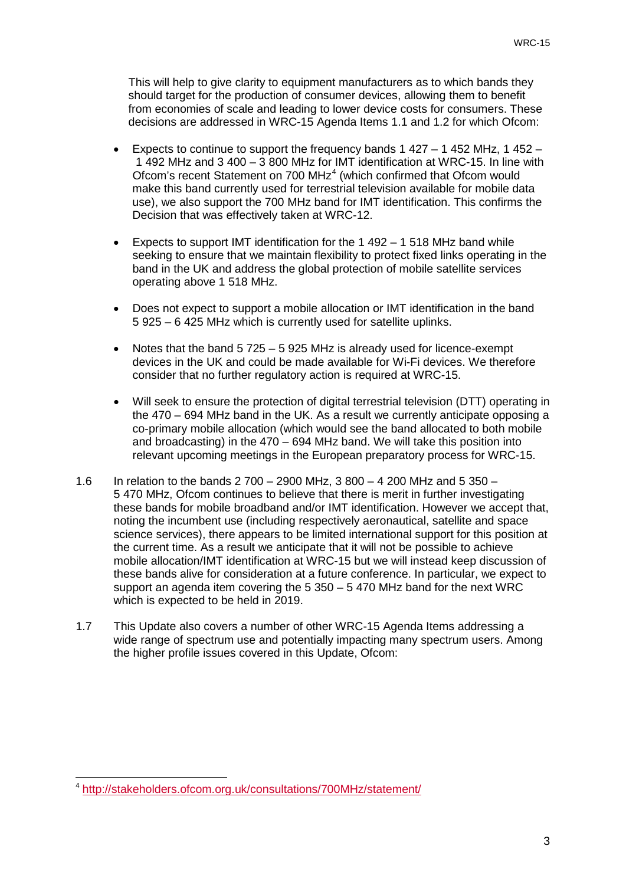This will help to give clarity to equipment manufacturers as to which bands they should target for the production of consumer devices, allowing them to benefit from economies of scale and leading to lower device costs for consumers. These decisions are addressed in WRC-15 Agenda Items 1.1 and 1.2 for which Ofcom:

- Expects to continue to support the frequency bands 1 427 – 1 452 MHz, 1 452 – 1 492 MHz and 3 400 – 3 800 MHz for IMT identification at WRC-15. In line with Ofcom's recent Statement on 700 MHz[4] (which confirmed that Ofcom would make this band currently used for terrestrial television available for mobile data use), we also support the 700 MHz band for IMT identification. This confirms the Decision that was effectively taken at WRC-12.
- Expects to support IMT identification for the 1 492 – 1 518 MHz band while seeking to ensure that we maintain flexibility to protect fixed links operating in the band in the UK and address the global protection of mobile satellite services operating above 1 518 MHz.
- Does not expect to support a mobile allocation or IMT identification in the band 5 925 – 6 425 MHz which is currently used for satellite uplinks.
- Notes that the band 5 725 – 5 925 MHz is already used for licence-exempt devices in the UK and could be made available for Wi-Fi devices. We therefore consider that no further regulatory action is required at WRC-15.
- Will seek to ensure the protection of digital terrestrial television (DTT) operating in the 470 – 694 MHz band in the UK. As a result we currently anticipate opposing a co-primary mobile allocation (which would see the band allocated to both mobile and broadcasting) in the 470 – 694 MHz band. We will take this position into relevant upcoming meetings in the European preparatory process for WRC-15.

1.6 In relation to the bands 2 700 – 2900 MHz, 3 800 – 4 200 MHz and 5 350 – 5 470 MHz, Ofcom continues to believe that there is merit in further investigating these bands for mobile broadband and/or IMT identification. However we accept that, noting the incumbent use (including respectively aeronautical, satellite and space science services), there appears to be limited international support for this position at the current time. As a result we anticipate that it will not be possible to achieve mobile allocation/IMT identification at WRC-15 but we will instead keep discussion of these bands alive for consideration at a future conference. In particular, we expect to support an agenda item covering the 5 350 – 5 470 MHz band for the next WRC which is expected to be held in 2019.

1.7 This Update also covers a number of other WRC-15 Agenda Items addressing a wide range of spectrum use and potentially impacting many spectrum users. Among the higher profile issues covered in this Update, Ofcom:

[4] http://stakeholders.ofcom.org.uk/consultations/700MHz/statement/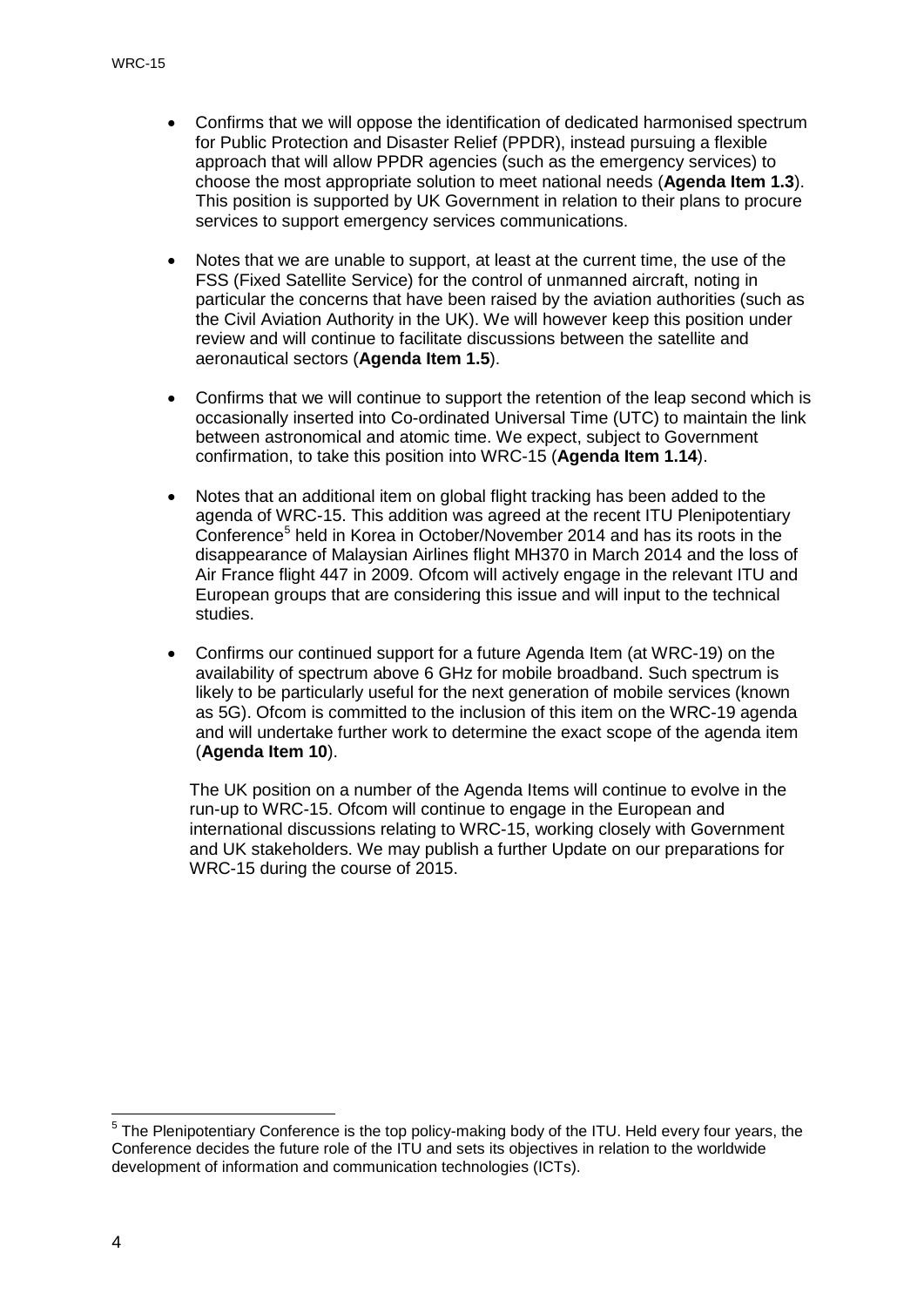- Confirms that we will oppose the identification of dedicated harmonised spectrum for Public Protection and Disaster Relief (PPDR), instead pursuing a flexible approach that will allow PPDR agencies (such as the emergency services) to choose the most appropriate solution to meet national needs (**Agenda Item 1.3**). This position is supported by UK Government in relation to their plans to procure services to support emergency services communications.

- Notes that we are unable to support, at least at the current time, the use of the FSS (Fixed Satellite Service) for the control of unmanned aircraft, noting in particular the concerns that have been raised by the aviation authorities (such as the Civil Aviation Authority in the UK). We will however keep this position under review and will continue to facilitate discussions between the satellite and aeronautical sectors (**Agenda Item 1.5**).

- Confirms that we will continue to support the retention of the leap second which is occasionally inserted into Co-ordinated Universal Time (UTC) to maintain the link between astronomical and atomic time. We expect, subject to Government confirmation, to take this position into WRC-15 (**Agenda Item 1.14**).

- Notes that an additional item on global flight tracking has been added to the agenda of WRC-15. This addition was agreed at the recent ITU Plenipotentiary Conference[5] held in Korea in October/November 2014 and has its roots in the disappearance of Malaysian Airlines flight MH370 in March 2014 and the loss of Air France flight 447 in 2009. Ofcom will actively engage in the relevant ITU and European groups that are considering this issue and will input to the technical studies.

- Confirms our continued support for a future Agenda Item (at WRC-19) on the availability of spectrum above 6 GHz for mobile broadband. Such spectrum is likely to be particularly useful for the next generation of mobile services (known as 5G). Ofcom is committed to the inclusion of this item on the WRC-19 agenda and will undertake further work to determine the exact scope of the agenda item (**Agenda Item 10**).

The UK position on a number of the Agenda Items will continue to evolve in the run-up to WRC-15. Ofcom will continue to engage in the European and international discussions relating to WRC-15, working closely with Government and UK stakeholders. We may publish a further Update on our preparations for WRC-15 during the course of 2015.

[5] The Plenipotentiary Conference is the top policy-making body of the ITU. Held every four years, the Conference decides the future role of the ITU and sets its objectives in relation to the worldwide development of information and communication technologies (ICTs).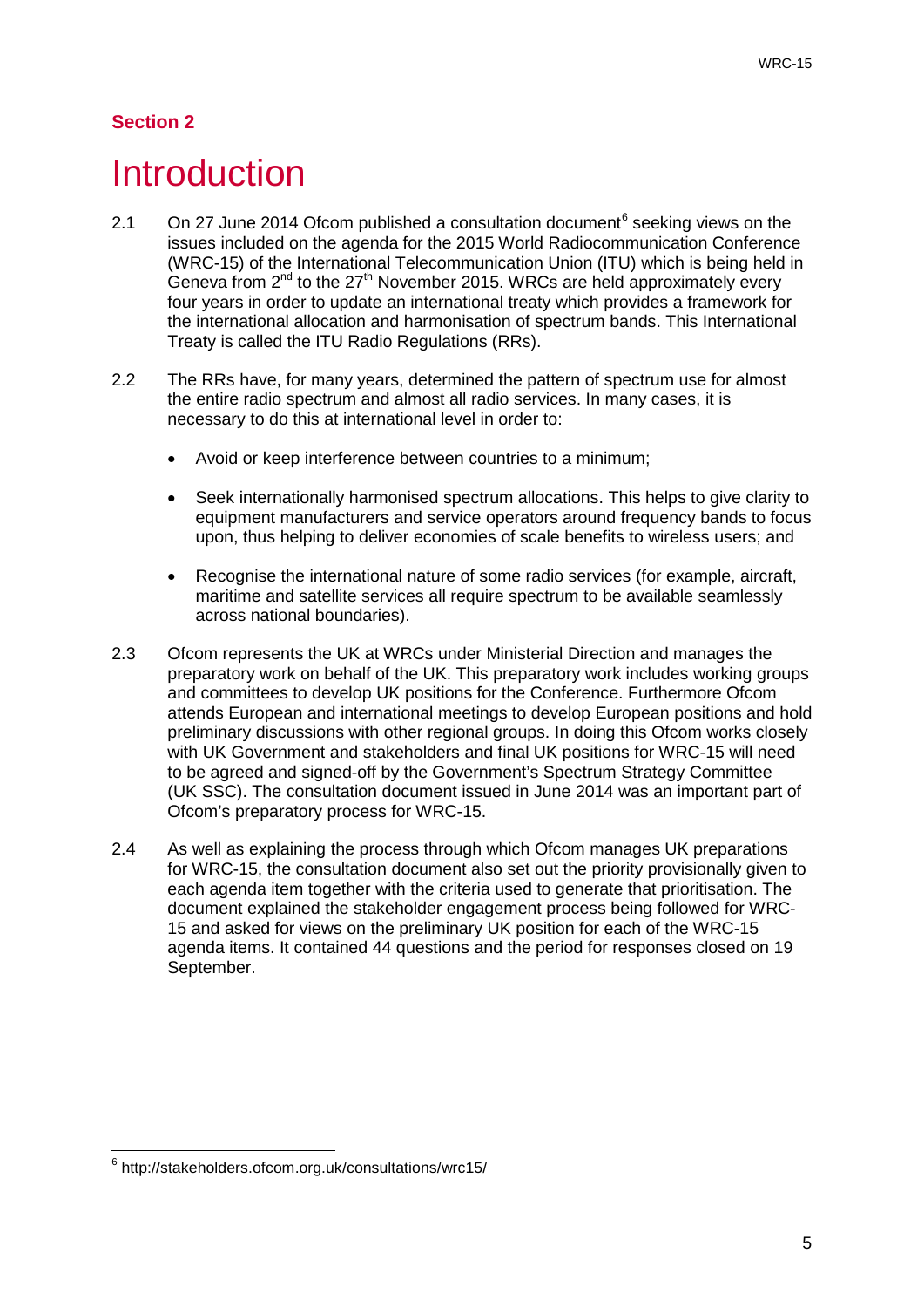**Section 2**

# Introduction

2.1 On 27 June 2014 Ofcom published a consultation document[6] seeking views on the issues included on the agenda for the 2015 World Radiocommunication Conference (WRC-15) of the International Telecommunication Union (ITU) which is being held in Geneva from 2nd to the 27th November 2015. WRCs are held approximately every four years in order to update an international treaty which provides a framework for the international allocation and harmonisation of spectrum bands. This International Treaty is called the ITU Radio Regulations (RRs).

2.2 The RRs have, for many years, determined the pattern of spectrum use for almost the entire radio spectrum and almost all radio services. In many cases, it is necessary to do this at international level in order to:

- Avoid or keep interference between countries to a minimum;
- Seek internationally harmonised spectrum allocations. This helps to give clarity to equipment manufacturers and service operators around frequency bands to focus upon, thus helping to deliver economies of scale benefits to wireless users; and
- Recognise the international nature of some radio services (for example, aircraft, maritime and satellite services all require spectrum to be available seamlessly across national boundaries).

2.3 Ofcom represents the UK at WRCs under Ministerial Direction and manages the preparatory work on behalf of the UK. This preparatory work includes working groups and committees to develop UK positions for the Conference. Furthermore Ofcom attends European and international meetings to develop European positions and hold preliminary discussions with other regional groups. In doing this Ofcom works closely with UK Government and stakeholders and final UK positions for WRC-15 will need to be agreed and signed-off by the Government's Spectrum Strategy Committee (UK SSC). The consultation document issued in June 2014 was an important part of Ofcom's preparatory process for WRC-15.

2.4 As well as explaining the process through which Ofcom manages UK preparations for WRC-15, the consultation document also set out the priority provisionally given to each agenda item together with the criteria used to generate that prioritisation. The document explained the stakeholder engagement process being followed for WRC-15 and asked for views on the preliminary UK position for each of the WRC-15 agenda items. It contained 44 questions and the period for responses closed on 19 September.

[6] http://stakeholders.ofcom.org.uk/consultations/wrc15/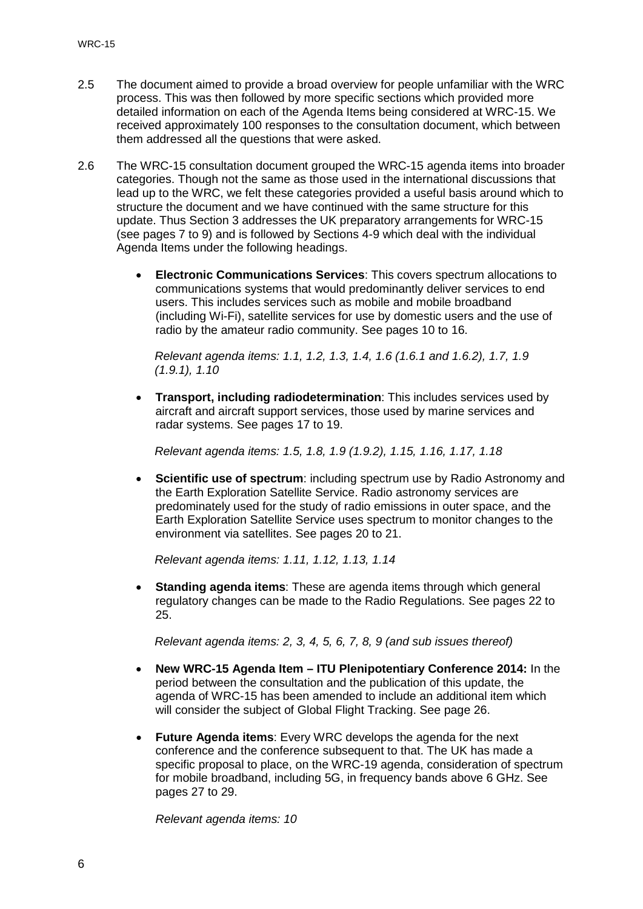2.5 The document aimed to provide a broad overview for people unfamiliar with the WRC process. This was then followed by more specific sections which provided more detailed information on each of the Agenda Items being considered at WRC-15. We received approximately 100 responses to the consultation document, which between them addressed all the questions that were asked.

2.6 The WRC-15 consultation document grouped the WRC-15 agenda items into broader categories. Though not the same as those used in the international discussions that lead up to the WRC, we felt these categories provided a useful basis around which to structure the document and we have continued with the same structure for this update. Thus Section 3 addresses the UK preparatory arrangements for WRC-15 (see pages 7 to 9) and is followed by Sections 4-9 which deal with the individual Agenda Items under the following headings.

- **Electronic Communications Services**: This covers spectrum allocations to communications systems that would predominantly deliver services to end users. This includes services such as mobile and mobile broadband (including Wi-Fi), satellite services for use by domestic users and the use of radio by the amateur radio community. See pages 10 to 16.

  *Relevant agenda items: 1.1, 1.2, 1.3, 1.4, 1.6 (1.6.1 and 1.6.2), 1.7, 1.9 (1.9.1), 1.10*

- **Transport, including radiodetermination**: This includes services used by aircraft and aircraft support services, those used by marine services and radar systems. See pages 17 to 19.

  *Relevant agenda items: 1.5, 1.8, 1.9 (1.9.2), 1.15, 1.16, 1.17, 1.18*

- **Scientific use of spectrum**: including spectrum use by Radio Astronomy and the Earth Exploration Satellite Service. Radio astronomy services are predominately used for the study of radio emissions in outer space, and the Earth Exploration Satellite Service uses spectrum to monitor changes to the environment via satellites. See pages 20 to 21.

  *Relevant agenda items: 1.11, 1.12, 1.13, 1.14*

- **Standing agenda items**: These are agenda items through which general regulatory changes can be made to the Radio Regulations. See pages 22 to 25.

  *Relevant agenda items: 2, 3, 4, 5, 6, 7, 8, 9 (and sub issues thereof)*

- **New WRC-15 Agenda Item – ITU Plenipotentiary Conference 2014:** In the period between the consultation and the publication of this update, the agenda of WRC-15 has been amended to include an additional item which will consider the subject of Global Flight Tracking. See page 26.

- **Future Agenda items**: Every WRC develops the agenda for the next conference and the conference subsequent to that. The UK has made a specific proposal to place, on the WRC-19 agenda, consideration of spectrum for mobile broadband, including 5G, in frequency bands above 6 GHz. See pages 27 to 29.

  *Relevant agenda items: 10*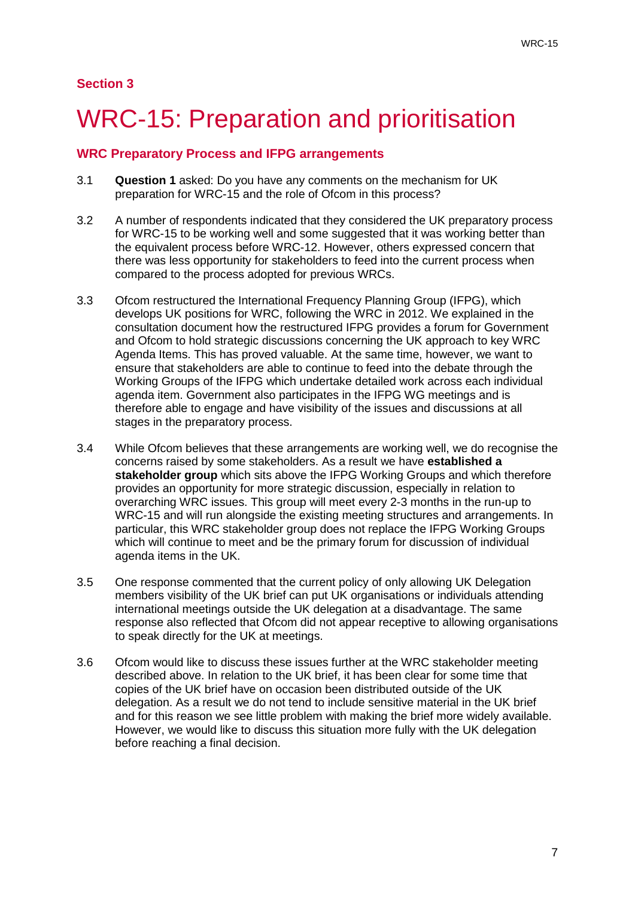## Section 3

# WRC-15: Preparation and prioritisation

### WRC Preparatory Process and IFPG arrangements

3.1 **Question 1** asked: Do you have any comments on the mechanism for UK preparation for WRC-15 and the role of Ofcom in this process?

3.2 A number of respondents indicated that they considered the UK preparatory process for WRC-15 to be working well and some suggested that it was working better than the equivalent process before WRC-12. However, others expressed concern that there was less opportunity for stakeholders to feed into the current process when compared to the process adopted for previous WRCs.

3.3 Ofcom restructured the International Frequency Planning Group (IFPG), which develops UK positions for WRC, following the WRC in 2012. We explained in the consultation document how the restructured IFPG provides a forum for Government and Ofcom to hold strategic discussions concerning the UK approach to key WRC Agenda Items. This has proved valuable. At the same time, however, we want to ensure that stakeholders are able to continue to feed into the debate through the Working Groups of the IFPG which undertake detailed work across each individual agenda item. Government also participates in the IFPG WG meetings and is therefore able to engage and have visibility of the issues and discussions at all stages in the preparatory process.

3.4 While Ofcom believes that these arrangements are working well, we do recognise the concerns raised by some stakeholders. As a result we have **established a stakeholder group** which sits above the IFPG Working Groups and which therefore provides an opportunity for more strategic discussion, especially in relation to overarching WRC issues. This group will meet every 2-3 months in the run-up to WRC-15 and will run alongside the existing meeting structures and arrangements. In particular, this WRC stakeholder group does not replace the IFPG Working Groups which will continue to meet and be the primary forum for discussion of individual agenda items in the UK.

3.5 One response commented that the current policy of only allowing UK Delegation members visibility of the UK brief can put UK organisations or individuals attending international meetings outside the UK delegation at a disadvantage. The same response also reflected that Ofcom did not appear receptive to allowing organisations to speak directly for the UK at meetings.

3.6 Ofcom would like to discuss these issues further at the WRC stakeholder meeting described above. In relation to the UK brief, it has been clear for some time that copies of the UK brief have on occasion been distributed outside of the UK delegation. As a result we do not tend to include sensitive material in the UK brief and for this reason we see little problem with making the brief more widely available. However, we would like to discuss this situation more fully with the UK delegation before reaching a final decision.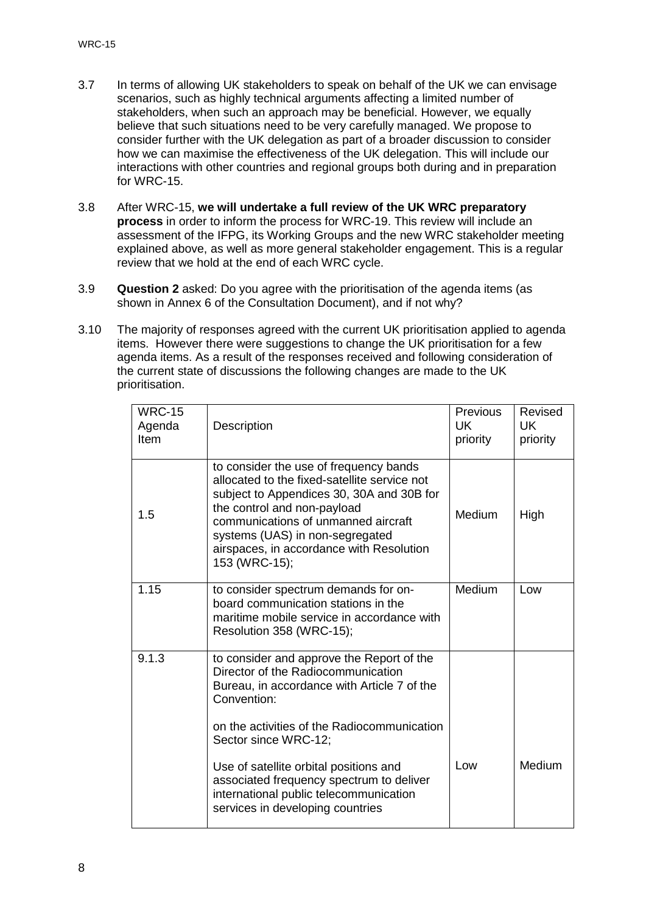3.7 In terms of allowing UK stakeholders to speak on behalf of the UK we can envisage scenarios, such as highly technical arguments affecting a limited number of stakeholders, when such an approach may be beneficial. However, we equally believe that such situations need to be very carefully managed. We propose to consider further with the UK delegation as part of a broader discussion to consider how we can maximise the effectiveness of the UK delegation. This will include our interactions with other countries and regional groups both during and in preparation for WRC-15.

3.8 After WRC-15, **we will undertake a full review of the UK WRC preparatory process** in order to inform the process for WRC-19. This review will include an assessment of the IFPG, its Working Groups and the new WRC stakeholder meeting explained above, as well as more general stakeholder engagement. This is a regular review that we hold at the end of each WRC cycle.

3.9 **Question 2** asked: Do you agree with the prioritisation of the agenda items (as shown in Annex 6 of the Consultation Document), and if not why?

3.10 The majority of responses agreed with the current UK prioritisation applied to agenda items. However there were suggestions to change the UK prioritisation for a few agenda items. As a result of the responses received and following consideration of the current state of discussions the following changes are made to the UK prioritisation.

| WRC-15 Agenda Item | Description | Previous UK priority | Revised UK priority |
|---|---|---|---|
| 1.5 | to consider the use of frequency bands allocated to the fixed-satellite service not subject to Appendices 30, 30A and 30B for the control and non-payload communications of unmanned aircraft systems (UAS) in non-segregated airspaces, in accordance with Resolution 153 (WRC-15); | Medium | High |
| 1.15 | to consider spectrum demands for on-board communication stations in the maritime mobile service in accordance with Resolution 358 (WRC-15); | Medium | Low |
| 9.1.3 | to consider and approve the Report of the Director of the Radiocommunication Bureau, in accordance with Article 7 of the Convention:<br><br>on the activities of the Radiocommunication Sector since WRC-12;<br><br>Use of satellite orbital positions and associated frequency spectrum to deliver international public telecommunication services in developing countries | Low | Medium |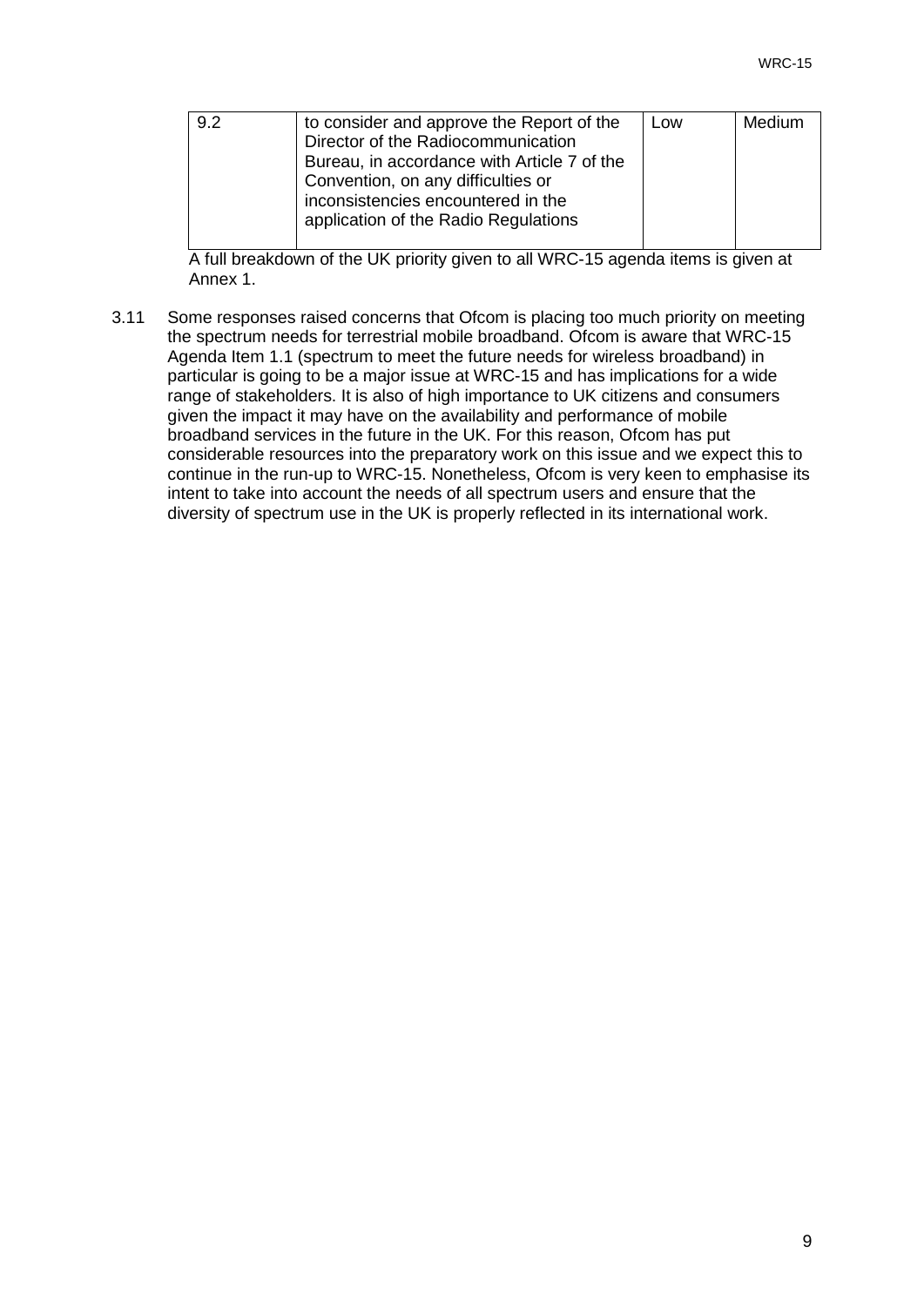| 9.2 | to consider and approve the Report of the Director of the Radiocommunication Bureau, in accordance with Article 7 of the Convention, on any difficulties or inconsistencies encountered in the application of the Radio Regulations | Low | Medium |
|---|---|---|---|

A full breakdown of the UK priority given to all WRC-15 agenda items is given at Annex 1.

3.11 Some responses raised concerns that Ofcom is placing too much priority on meeting the spectrum needs for terrestrial mobile broadband. Ofcom is aware that WRC-15 Agenda Item 1.1 (spectrum to meet the future needs for wireless broadband) in particular is going to be a major issue at WRC-15 and has implications for a wide range of stakeholders. It is also of high importance to UK citizens and consumers given the impact it may have on the availability and performance of mobile broadband services in the future in the UK. For this reason, Ofcom has put considerable resources into the preparatory work on this issue and we expect this to continue in the run-up to WRC-15. Nonetheless, Ofcom is very keen to emphasise its intent to take into account the needs of all spectrum users and ensure that the diversity of spectrum use in the UK is properly reflected in its international work.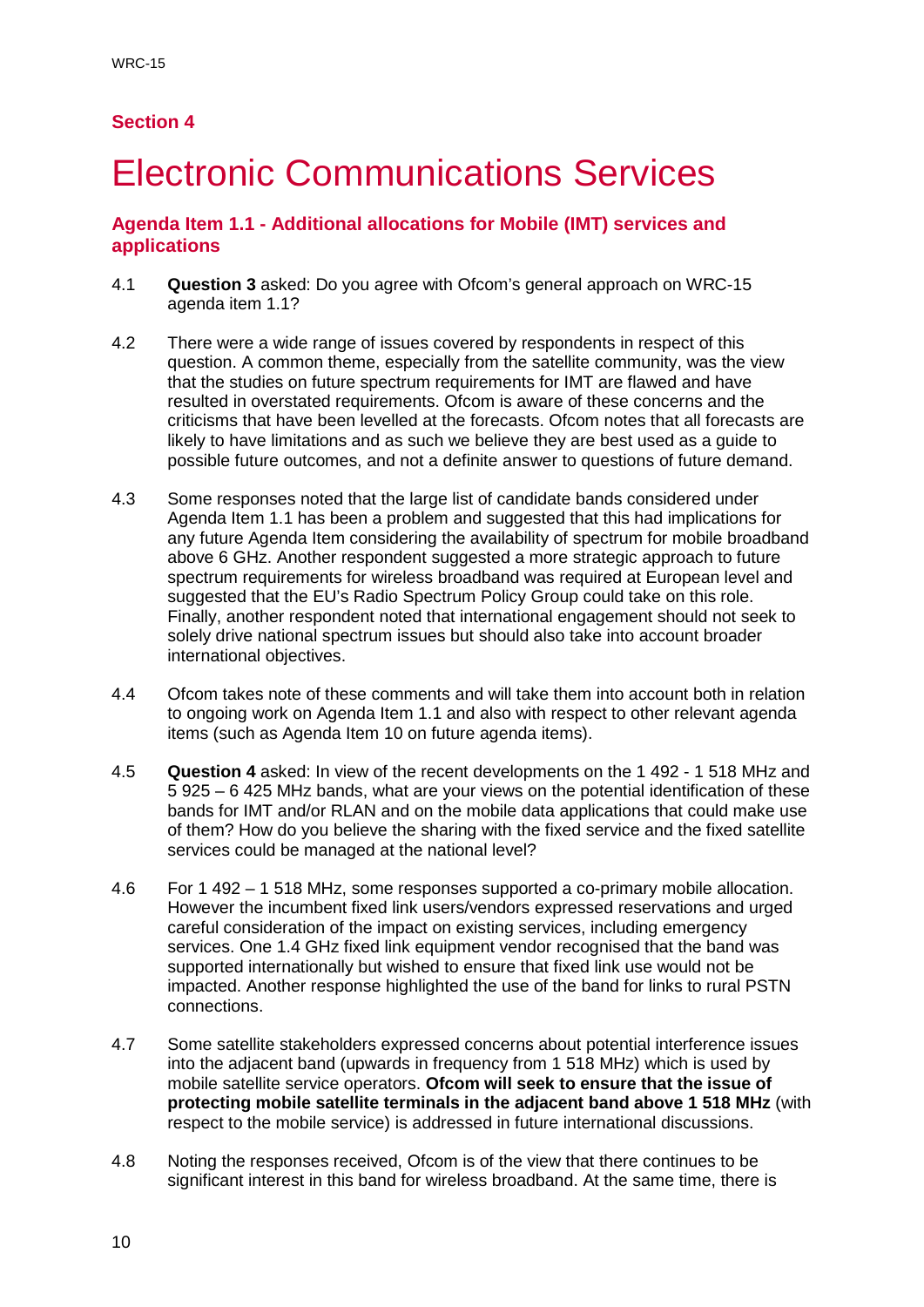## Section 4

# Electronic Communications Services

### Agenda Item 1.1 - Additional allocations for Mobile (IMT) services and applications

4.1 **Question 3** asked: Do you agree with Ofcom's general approach on WRC-15 agenda item 1.1?

4.2 There were a wide range of issues covered by respondents in respect of this question. A common theme, especially from the satellite community, was the view that the studies on future spectrum requirements for IMT are flawed and have resulted in overstated requirements. Ofcom is aware of these concerns and the criticisms that have been levelled at the forecasts. Ofcom notes that all forecasts are likely to have limitations and as such we believe they are best used as a guide to possible future outcomes, and not a definite answer to questions of future demand.

4.3 Some responses noted that the large list of candidate bands considered under Agenda Item 1.1 has been a problem and suggested that this had implications for any future Agenda Item considering the availability of spectrum for mobile broadband above 6 GHz. Another respondent suggested a more strategic approach to future spectrum requirements for wireless broadband was required at European level and suggested that the EU's Radio Spectrum Policy Group could take on this role. Finally, another respondent noted that international engagement should not seek to solely drive national spectrum issues but should also take into account broader international objectives.

4.4 Ofcom takes note of these comments and will take them into account both in relation to ongoing work on Agenda Item 1.1 and also with respect to other relevant agenda items (such as Agenda Item 10 on future agenda items).

4.5 **Question 4** asked: In view of the recent developments on the 1 492 - 1 518 MHz and 5 925 – 6 425 MHz bands, what are your views on the potential identification of these bands for IMT and/or RLAN and on the mobile data applications that could make use of them? How do you believe the sharing with the fixed service and the fixed satellite services could be managed at the national level?

4.6 For 1 492 – 1 518 MHz, some responses supported a co-primary mobile allocation. However the incumbent fixed link users/vendors expressed reservations and urged careful consideration of the impact on existing services, including emergency services. One 1.4 GHz fixed link equipment vendor recognised that the band was supported internationally but wished to ensure that fixed link use would not be impacted. Another response highlighted the use of the band for links to rural PSTN connections.

4.7 Some satellite stakeholders expressed concerns about potential interference issues into the adjacent band (upwards in frequency from 1 518 MHz) which is used by mobile satellite service operators. **Ofcom will seek to ensure that the issue of protecting mobile satellite terminals in the adjacent band above 1 518 MHz** (with respect to the mobile service) is addressed in future international discussions.

4.8 Noting the responses received, Ofcom is of the view that there continues to be significant interest in this band for wireless broadband. At the same time, there is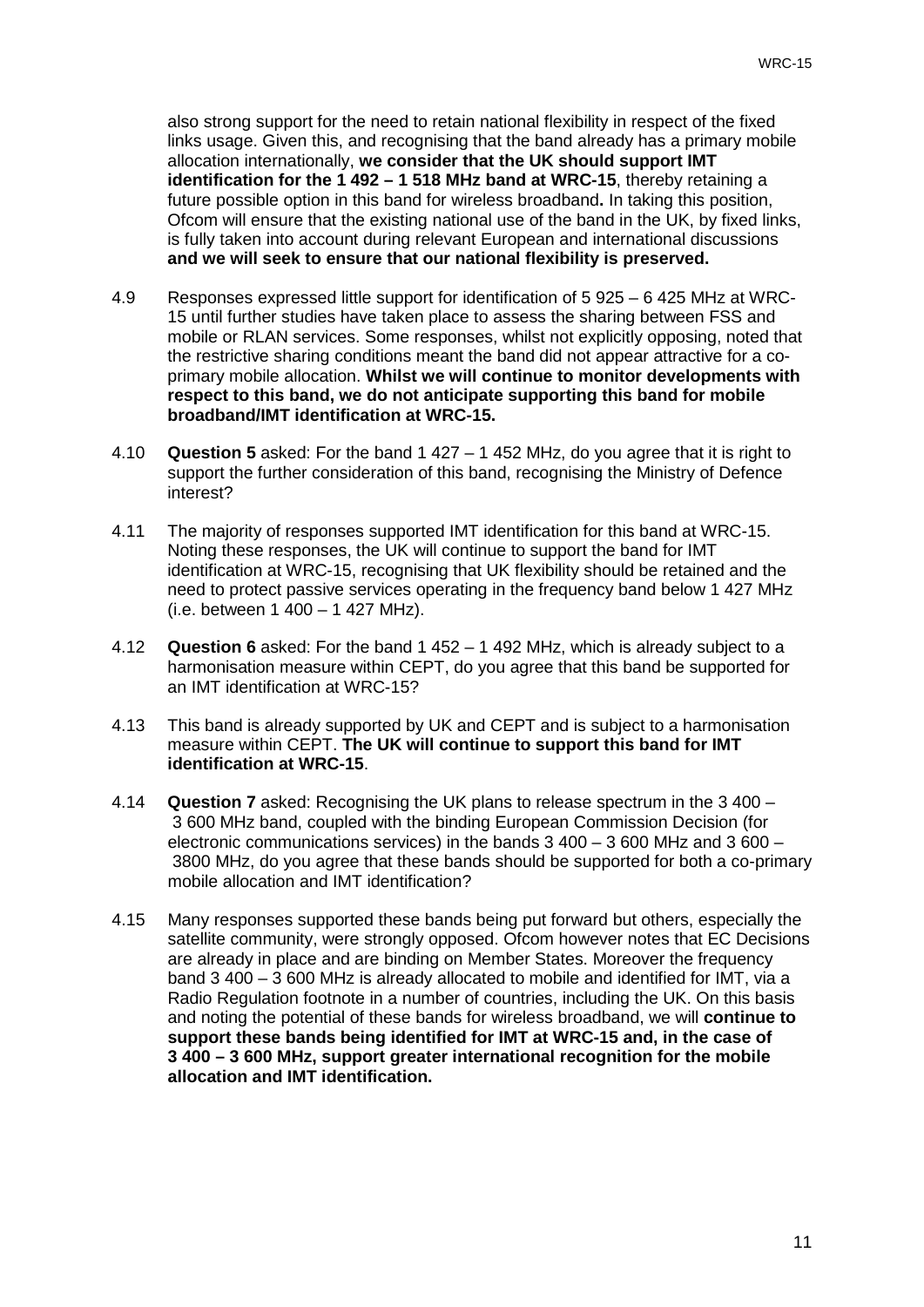also strong support for the need to retain national flexibility in respect of the fixed links usage. Given this, and recognising that the band already has a primary mobile allocation internationally, **we consider that the UK should support IMT identification for the 1 492 – 1 518 MHz band at WRC-15**, thereby retaining a future possible option in this band for wireless broadband**.** In taking this position, Ofcom will ensure that the existing national use of the band in the UK, by fixed links, is fully taken into account during relevant European and international discussions **and we will seek to ensure that our national flexibility is preserved.**

4.9 Responses expressed little support for identification of 5 925 – 6 425 MHz at WRC-15 until further studies have taken place to assess the sharing between FSS and mobile or RLAN services. Some responses, whilst not explicitly opposing, noted that the restrictive sharing conditions meant the band did not appear attractive for a co-primary mobile allocation. **Whilst we will continue to monitor developments with respect to this band, we do not anticipate supporting this band for mobile broadband/IMT identification at WRC-15.**

4.10 **Question 5** asked: For the band 1 427 – 1 452 MHz, do you agree that it is right to support the further consideration of this band, recognising the Ministry of Defence interest?

4.11 The majority of responses supported IMT identification for this band at WRC-15. Noting these responses, the UK will continue to support the band for IMT identification at WRC-15, recognising that UK flexibility should be retained and the need to protect passive services operating in the frequency band below 1 427 MHz (i.e. between 1 400 – 1 427 MHz).

4.12 **Question 6** asked: For the band 1 452 – 1 492 MHz, which is already subject to a harmonisation measure within CEPT, do you agree that this band be supported for an IMT identification at WRC-15?

4.13 This band is already supported by UK and CEPT and is subject to a harmonisation measure within CEPT. **The UK will continue to support this band for IMT identification at WRC-15**.

4.14 **Question 7** asked: Recognising the UK plans to release spectrum in the 3 400 – 3 600 MHz band, coupled with the binding European Commission Decision (for electronic communications services) in the bands 3 400 – 3 600 MHz and 3 600 – 3800 MHz, do you agree that these bands should be supported for both a co-primary mobile allocation and IMT identification?

4.15 Many responses supported these bands being put forward but others, especially the satellite community, were strongly opposed. Ofcom however notes that EC Decisions are already in place and are binding on Member States. Moreover the frequency band 3 400 – 3 600 MHz is already allocated to mobile and identified for IMT, via a Radio Regulation footnote in a number of countries, including the UK. On this basis and noting the potential of these bands for wireless broadband, we will **continue to support these bands being identified for IMT at WRC-15 and, in the case of 3 400 – 3 600 MHz, support greater international recognition for the mobile allocation and IMT identification.**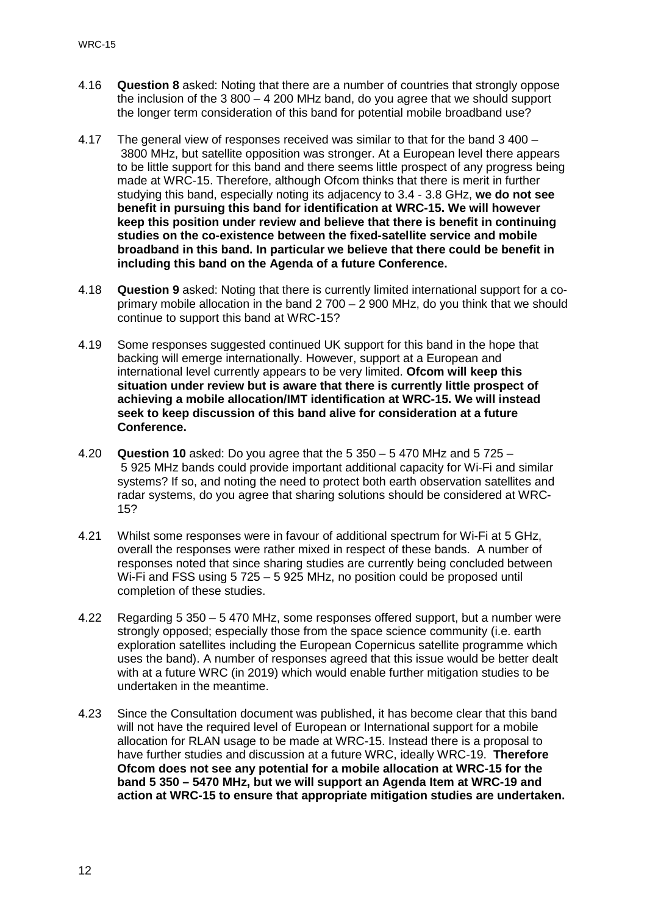4.16 **Question 8** asked: Noting that there are a number of countries that strongly oppose the inclusion of the 3 800 – 4 200 MHz band, do you agree that we should support the longer term consideration of this band for potential mobile broadband use?

4.17 The general view of responses received was similar to that for the band 3 400 – 3800 MHz, but satellite opposition was stronger. At a European level there appears to be little support for this band and there seems little prospect of any progress being made at WRC-15. Therefore, although Ofcom thinks that there is merit in further studying this band, especially noting its adjacency to 3.4 - 3.8 GHz, **we do not see benefit in pursuing this band for identification at WRC-15. We will however keep this position under review and believe that there is benefit in continuing studies on the co-existence between the fixed-satellite service and mobile broadband in this band. In particular we believe that there could be benefit in including this band on the Agenda of a future Conference.**

4.18 **Question 9** asked: Noting that there is currently limited international support for a co-primary mobile allocation in the band 2 700 – 2 900 MHz, do you think that we should continue to support this band at WRC-15?

4.19 Some responses suggested continued UK support for this band in the hope that backing will emerge internationally. However, support at a European and international level currently appears to be very limited. **Ofcom will keep this situation under review but is aware that there is currently little prospect of achieving a mobile allocation/IMT identification at WRC-15. We will instead seek to keep discussion of this band alive for consideration at a future Conference.**

4.20 **Question 10** asked: Do you agree that the 5 350 – 5 470 MHz and 5 725 – 5 925 MHz bands could provide important additional capacity for Wi-Fi and similar systems? If so, and noting the need to protect both earth observation satellites and radar systems, do you agree that sharing solutions should be considered at WRC-15?

4.21 Whilst some responses were in favour of additional spectrum for Wi-Fi at 5 GHz, overall the responses were rather mixed in respect of these bands. A number of responses noted that since sharing studies are currently being concluded between Wi-Fi and FSS using 5 725 – 5 925 MHz, no position could be proposed until completion of these studies.

4.22 Regarding 5 350 – 5 470 MHz, some responses offered support, but a number were strongly opposed; especially those from the space science community (i.e. earth exploration satellites including the European Copernicus satellite programme which uses the band). A number of responses agreed that this issue would be better dealt with at a future WRC (in 2019) which would enable further mitigation studies to be undertaken in the meantime.

4.23 Since the Consultation document was published, it has become clear that this band will not have the required level of European or International support for a mobile allocation for RLAN usage to be made at WRC-15. Instead there is a proposal to have further studies and discussion at a future WRC, ideally WRC-19. **Therefore Ofcom does not see any potential for a mobile allocation at WRC-15 for the band 5 350 – 5470 MHz, but we will support an Agenda Item at WRC-19 and action at WRC-15 to ensure that appropriate mitigation studies are undertaken.**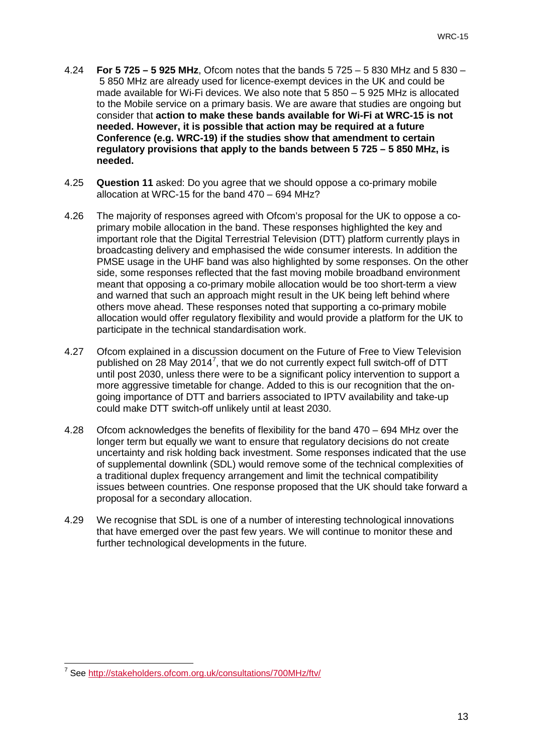4.24 **For 5 725 – 5 925 MHz**, Ofcom notes that the bands 5 725 – 5 830 MHz and 5 830 – 5 850 MHz are already used for licence-exempt devices in the UK and could be made available for Wi-Fi devices. We also note that 5 850 – 5 925 MHz is allocated to the Mobile service on a primary basis. We are aware that studies are ongoing but consider that **action to make these bands available for Wi-Fi at WRC-15 is not needed. However, it is possible that action may be required at a future Conference (e.g. WRC-19) if the studies show that amendment to certain regulatory provisions that apply to the bands between 5 725 – 5 850 MHz, is needed.**

4.25 **Question 11** asked: Do you agree that we should oppose a co-primary mobile allocation at WRC-15 for the band 470 – 694 MHz?

4.26 The majority of responses agreed with Ofcom's proposal for the UK to oppose a co-primary mobile allocation in the band. These responses highlighted the key and important role that the Digital Terrestrial Television (DTT) platform currently plays in broadcasting delivery and emphasised the wide consumer interests. In addition the PMSE usage in the UHF band was also highlighted by some responses. On the other side, some responses reflected that the fast moving mobile broadband environment meant that opposing a co-primary mobile allocation would be too short-term a view and warned that such an approach might result in the UK being left behind where others move ahead. These responses noted that supporting a co-primary mobile allocation would offer regulatory flexibility and would provide a platform for the UK to participate in the technical standardisation work.

4.27 Ofcom explained in a discussion document on the Future of Free to View Television published on 28 May 2014[7], that we do not currently expect full switch-off of DTT until post 2030, unless there were to be a significant policy intervention to support a more aggressive timetable for change. Added to this is our recognition that the on-going importance of DTT and barriers associated to IPTV availability and take-up could make DTT switch-off unlikely until at least 2030.

4.28 Ofcom acknowledges the benefits of flexibility for the band 470 – 694 MHz over the longer term but equally we want to ensure that regulatory decisions do not create uncertainty and risk holding back investment. Some responses indicated that the use of supplemental downlink (SDL) would remove some of the technical complexities of a traditional duplex frequency arrangement and limit the technical compatibility issues between countries. One response proposed that the UK should take forward a proposal for a secondary allocation.

4.29 We recognise that SDL is one of a number of interesting technological innovations that have emerged over the past few years. We will continue to monitor these and further technological developments in the future.

---

[7] See http://stakeholders.ofcom.org.uk/consultations/700MHz/ftv/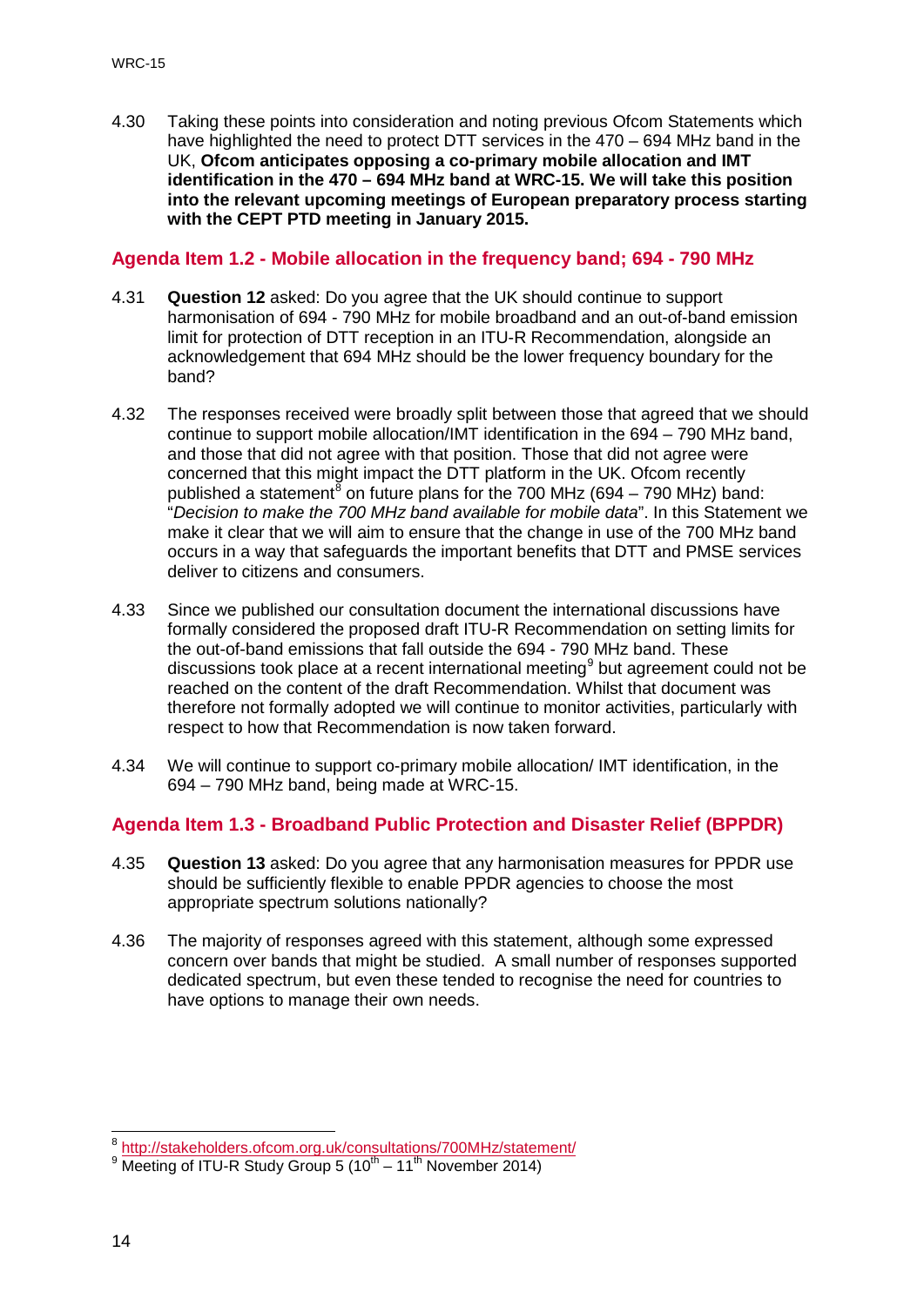4.30 Taking these points into consideration and noting previous Ofcom Statements which have highlighted the need to protect DTT services in the 470 – 694 MHz band in the UK, **Ofcom anticipates opposing a co-primary mobile allocation and IMT identification in the 470 – 694 MHz band at WRC-15. We will take this position into the relevant upcoming meetings of European preparatory process starting with the CEPT PTD meeting in January 2015.**

## Agenda Item 1.2 - Mobile allocation in the frequency band; 694 - 790 MHz

4.31 **Question 12** asked: Do you agree that the UK should continue to support harmonisation of 694 - 790 MHz for mobile broadband and an out-of-band emission limit for protection of DTT reception in an ITU-R Recommendation, alongside an acknowledgement that 694 MHz should be the lower frequency boundary for the band?

4.32 The responses received were broadly split between those that agreed that we should continue to support mobile allocation/IMT identification in the 694 – 790 MHz band, and those that did not agree with that position. Those that did not agree were concerned that this might impact the DTT platform in the UK. Ofcom recently published a statement[8] on future plans for the 700 MHz (694 – 790 MHz) band: "*Decision to make the 700 MHz band available for mobile data*". In this Statement we make it clear that we will aim to ensure that the change in use of the 700 MHz band occurs in a way that safeguards the important benefits that DTT and PMSE services deliver to citizens and consumers.

4.33 Since we published our consultation document the international discussions have formally considered the proposed draft ITU-R Recommendation on setting limits for the out-of-band emissions that fall outside the 694 - 790 MHz band. These discussions took place at a recent international meeting[9] but agreement could not be reached on the content of the draft Recommendation. Whilst that document was therefore not formally adopted we will continue to monitor activities, particularly with respect to how that Recommendation is now taken forward.

4.34 We will continue to support co-primary mobile allocation/ IMT identification, in the 694 – 790 MHz band, being made at WRC-15.

## Agenda Item 1.3 - Broadband Public Protection and Disaster Relief (BPPDR)

4.35 **Question 13** asked: Do you agree that any harmonisation measures for PPDR use should be sufficiently flexible to enable PPDR agencies to choose the most appropriate spectrum solutions nationally?

4.36 The majority of responses agreed with this statement, although some expressed concern over bands that might be studied. A small number of responses supported dedicated spectrum, but even these tended to recognise the need for countries to have options to manage their own needs.

---

[8] http://stakeholders.ofcom.org.uk/consultations/700MHz/statement/

[9] Meeting of ITU-R Study Group 5 (10th – 11th November 2014)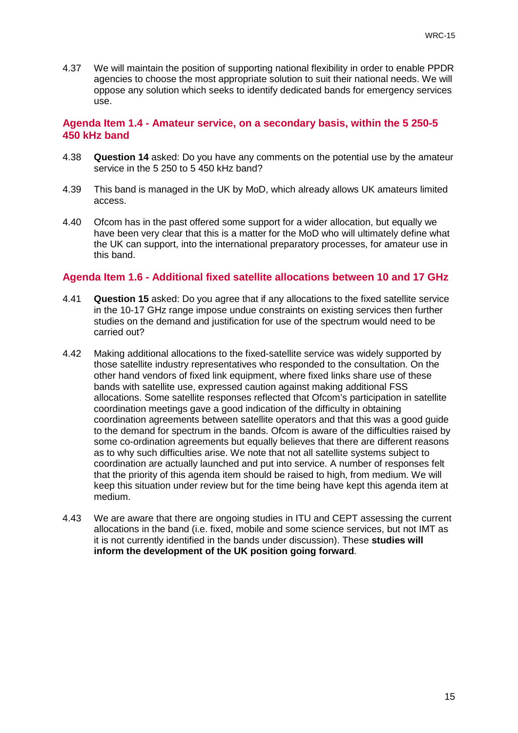4.37 We will maintain the position of supporting national flexibility in order to enable PPDR agencies to choose the most appropriate solution to suit their national needs. We will oppose any solution which seeks to identify dedicated bands for emergency services use.

### Agenda Item 1.4 - Amateur service, on a secondary basis, within the 5 250-5 450 kHz band

4.38 **Question 14** asked: Do you have any comments on the potential use by the amateur service in the 5 250 to 5 450 kHz band?

4.39 This band is managed in the UK by MoD, which already allows UK amateurs limited access.

4.40 Ofcom has in the past offered some support for a wider allocation, but equally we have been very clear that this is a matter for the MoD who will ultimately define what the UK can support, into the international preparatory processes, for amateur use in this band.

### Agenda Item 1.6 - Additional fixed satellite allocations between 10 and 17 GHz

4.41 **Question 15** asked: Do you agree that if any allocations to the fixed satellite service in the 10-17 GHz range impose undue constraints on existing services then further studies on the demand and justification for use of the spectrum would need to be carried out?

4.42 Making additional allocations to the fixed-satellite service was widely supported by those satellite industry representatives who responded to the consultation. On the other hand vendors of fixed link equipment, where fixed links share use of these bands with satellite use, expressed caution against making additional FSS allocations. Some satellite responses reflected that Ofcom's participation in satellite coordination meetings gave a good indication of the difficulty in obtaining coordination agreements between satellite operators and that this was a good guide to the demand for spectrum in the bands. Ofcom is aware of the difficulties raised by some co-ordination agreements but equally believes that there are different reasons as to why such difficulties arise. We note that not all satellite systems subject to coordination are actually launched and put into service. A number of responses felt that the priority of this agenda item should be raised to high, from medium. We will keep this situation under review but for the time being have kept this agenda item at medium.

4.43 We are aware that there are ongoing studies in ITU and CEPT assessing the current allocations in the band (i.e. fixed, mobile and some science services, but not IMT as it is not currently identified in the bands under discussion). These **studies will inform the development of the UK position going forward**.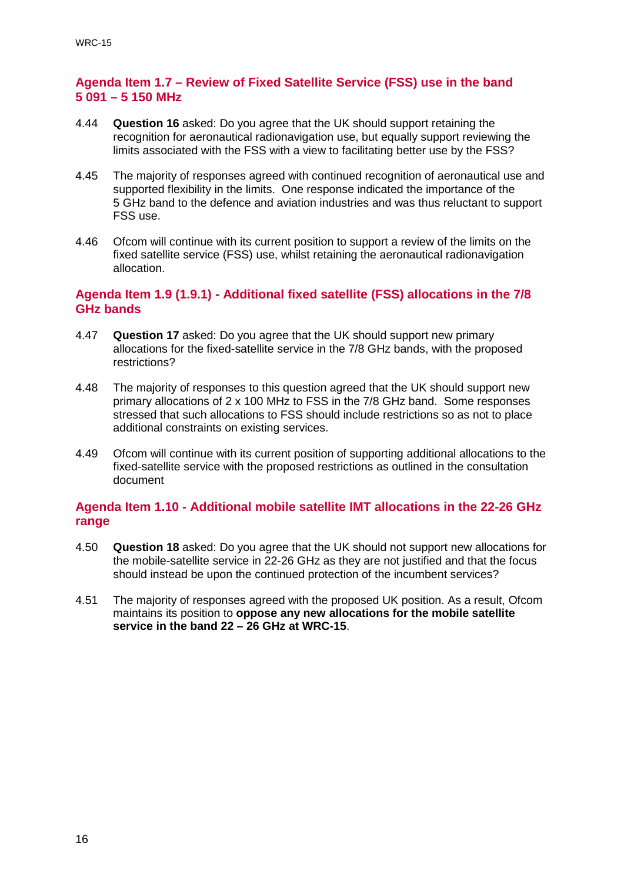### Agenda Item 1.7 – Review of Fixed Satellite Service (FSS) use in the band 5 091 – 5 150 MHz

4.44 **Question 16** asked: Do you agree that the UK should support retaining the recognition for aeronautical radionavigation use, but equally support reviewing the limits associated with the FSS with a view to facilitating better use by the FSS?

4.45 The majority of responses agreed with continued recognition of aeronautical use and supported flexibility in the limits. One response indicated the importance of the 5 GHz band to the defence and aviation industries and was thus reluctant to support FSS use.

4.46 Ofcom will continue with its current position to support a review of the limits on the fixed satellite service (FSS) use, whilst retaining the aeronautical radionavigation allocation.

### Agenda Item 1.9 (1.9.1) - Additional fixed satellite (FSS) allocations in the 7/8 GHz bands

4.47 **Question 17** asked: Do you agree that the UK should support new primary allocations for the fixed-satellite service in the 7/8 GHz bands, with the proposed restrictions?

4.48 The majority of responses to this question agreed that the UK should support new primary allocations of 2 x 100 MHz to FSS in the 7/8 GHz band. Some responses stressed that such allocations to FSS should include restrictions so as not to place additional constraints on existing services.

4.49 Ofcom will continue with its current position of supporting additional allocations to the fixed-satellite service with the proposed restrictions as outlined in the consultation document

### Agenda Item 1.10 - Additional mobile satellite IMT allocations in the 22-26 GHz range

4.50 **Question 18** asked: Do you agree that the UK should not support new allocations for the mobile-satellite service in 22-26 GHz as they are not justified and that the focus should instead be upon the continued protection of the incumbent services?

4.51 The majority of responses agreed with the proposed UK position. As a result, Ofcom maintains its position to **oppose any new allocations for the mobile satellite service in the band 22 – 26 GHz at WRC-15**.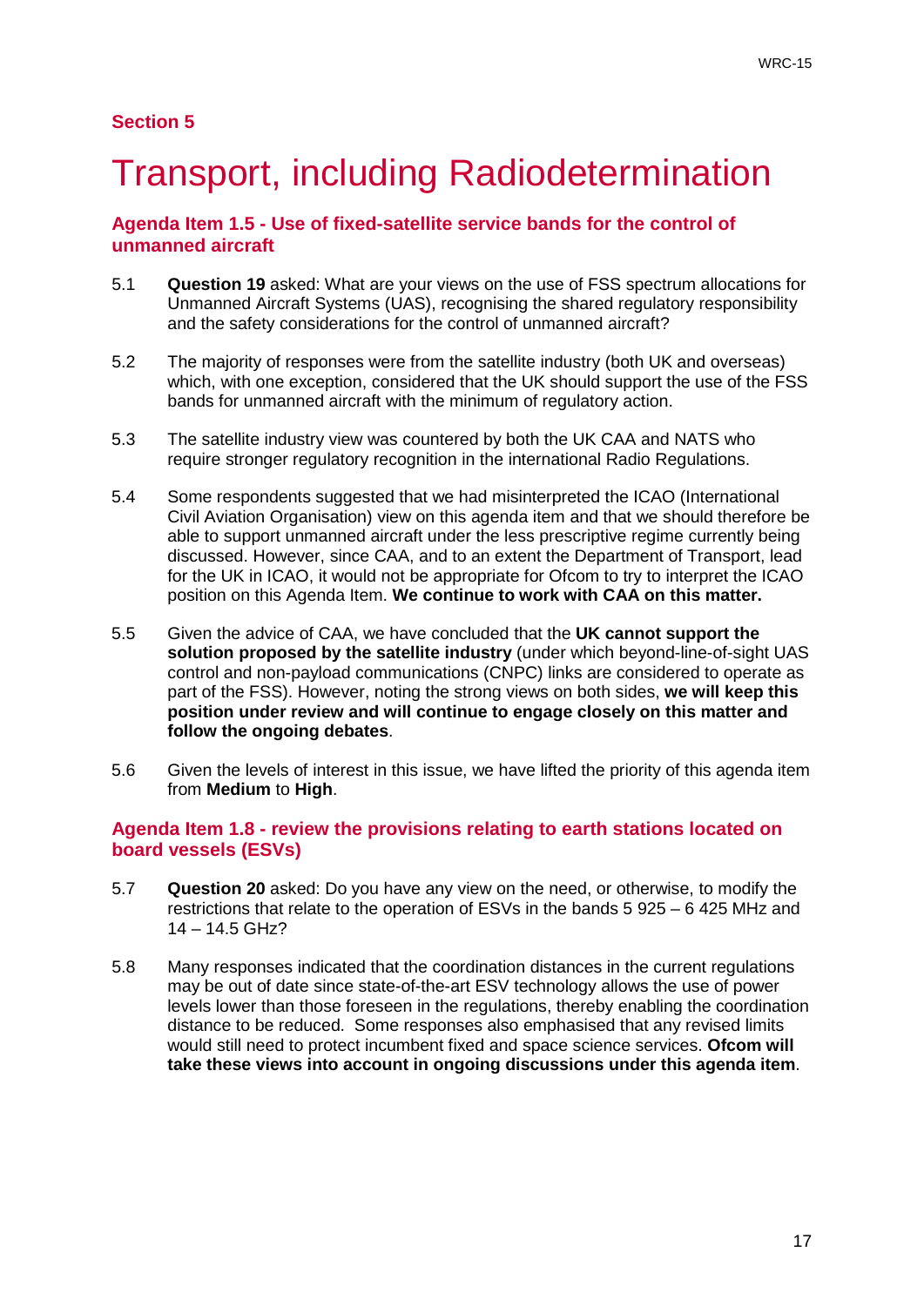## Section 5

# Transport, including Radiodetermination

### Agenda Item 1.5 - Use of fixed-satellite service bands for the control of unmanned aircraft

5.1 **Question 19** asked: What are your views on the use of FSS spectrum allocations for Unmanned Aircraft Systems (UAS), recognising the shared regulatory responsibility and the safety considerations for the control of unmanned aircraft?

5.2 The majority of responses were from the satellite industry (both UK and overseas) which, with one exception, considered that the UK should support the use of the FSS bands for unmanned aircraft with the minimum of regulatory action.

5.3 The satellite industry view was countered by both the UK CAA and NATS who require stronger regulatory recognition in the international Radio Regulations.

5.4 Some respondents suggested that we had misinterpreted the ICAO (International Civil Aviation Organisation) view on this agenda item and that we should therefore be able to support unmanned aircraft under the less prescriptive regime currently being discussed. However, since CAA, and to an extent the Department of Transport, lead for the UK in ICAO, it would not be appropriate for Ofcom to try to interpret the ICAO position on this Agenda Item. **We continue to work with CAA on this matter.**

5.5 Given the advice of CAA, we have concluded that the **UK cannot support the solution proposed by the satellite industry** (under which beyond-line-of-sight UAS control and non-payload communications (CNPC) links are considered to operate as part of the FSS). However, noting the strong views on both sides, **we will keep this position under review and will continue to engage closely on this matter and follow the ongoing debates**.

5.6 Given the levels of interest in this issue, we have lifted the priority of this agenda item from **Medium** to **High**.

### Agenda Item 1.8 - review the provisions relating to earth stations located on board vessels (ESVs)

5.7 **Question 20** asked: Do you have any view on the need, or otherwise, to modify the restrictions that relate to the operation of ESVs in the bands 5 925 – 6 425 MHz and 14 – 14.5 GHz?

5.8 Many responses indicated that the coordination distances in the current regulations may be out of date since state-of-the-art ESV technology allows the use of power levels lower than those foreseen in the regulations, thereby enabling the coordination distance to be reduced. Some responses also emphasised that any revised limits would still need to protect incumbent fixed and space science services. **Ofcom will take these views into account in ongoing discussions under this agenda item**.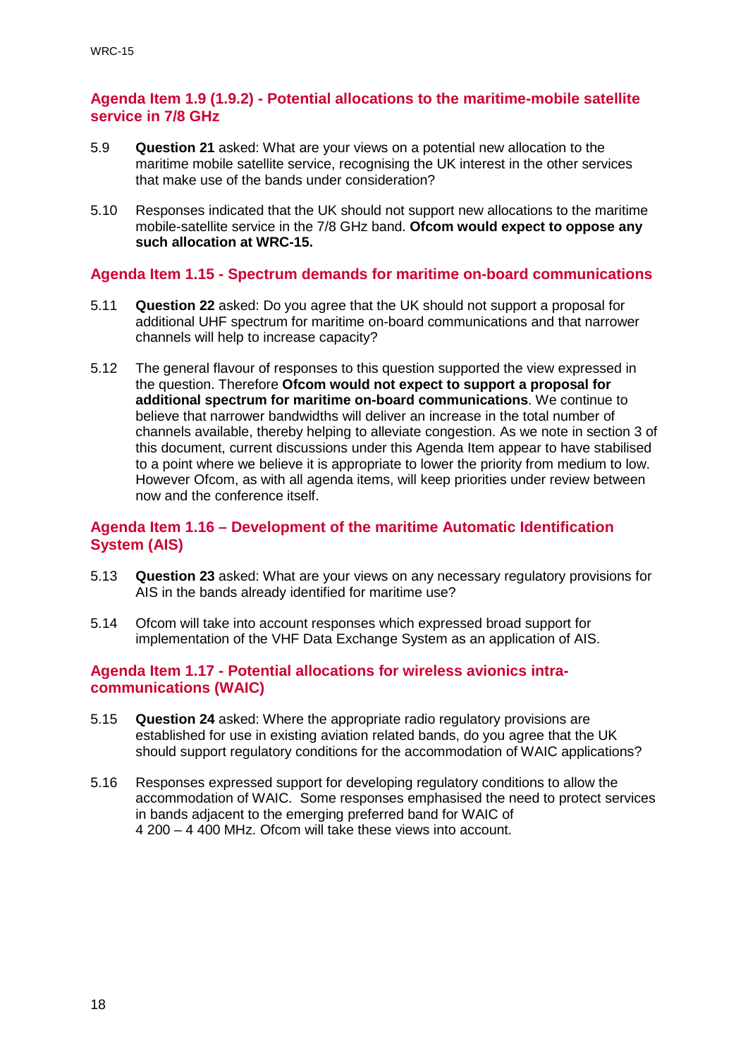### Agenda Item 1.9 (1.9.2) - Potential allocations to the maritime-mobile satellite service in 7/8 GHz

5.9 **Question 21** asked: What are your views on a potential new allocation to the maritime mobile satellite service, recognising the UK interest in the other services that make use of the bands under consideration?

5.10 Responses indicated that the UK should not support new allocations to the maritime mobile-satellite service in the 7/8 GHz band. **Ofcom would expect to oppose any such allocation at WRC-15.**

### Agenda Item 1.15 - Spectrum demands for maritime on-board communications

5.11 **Question 22** asked: Do you agree that the UK should not support a proposal for additional UHF spectrum for maritime on-board communications and that narrower channels will help to increase capacity?

5.12 The general flavour of responses to this question supported the view expressed in the question. Therefore **Ofcom would not expect to support a proposal for additional spectrum for maritime on-board communications**. We continue to believe that narrower bandwidths will deliver an increase in the total number of channels available, thereby helping to alleviate congestion. As we note in section 3 of this document, current discussions under this Agenda Item appear to have stabilised to a point where we believe it is appropriate to lower the priority from medium to low. However Ofcom, as with all agenda items, will keep priorities under review between now and the conference itself.

### Agenda Item 1.16 – Development of the maritime Automatic Identification System (AIS)

5.13 **Question 23** asked: What are your views on any necessary regulatory provisions for AIS in the bands already identified for maritime use?

5.14 Ofcom will take into account responses which expressed broad support for implementation of the VHF Data Exchange System as an application of AIS.

### Agenda Item 1.17 - Potential allocations for wireless avionics intra-communications (WAIC)

5.15 **Question 24** asked: Where the appropriate radio regulatory provisions are established for use in existing aviation related bands, do you agree that the UK should support regulatory conditions for the accommodation of WAIC applications?

5.16 Responses expressed support for developing regulatory conditions to allow the accommodation of WAIC. Some responses emphasised the need to protect services in bands adjacent to the emerging preferred band for WAIC of 4 200 – 4 400 MHz. Ofcom will take these views into account.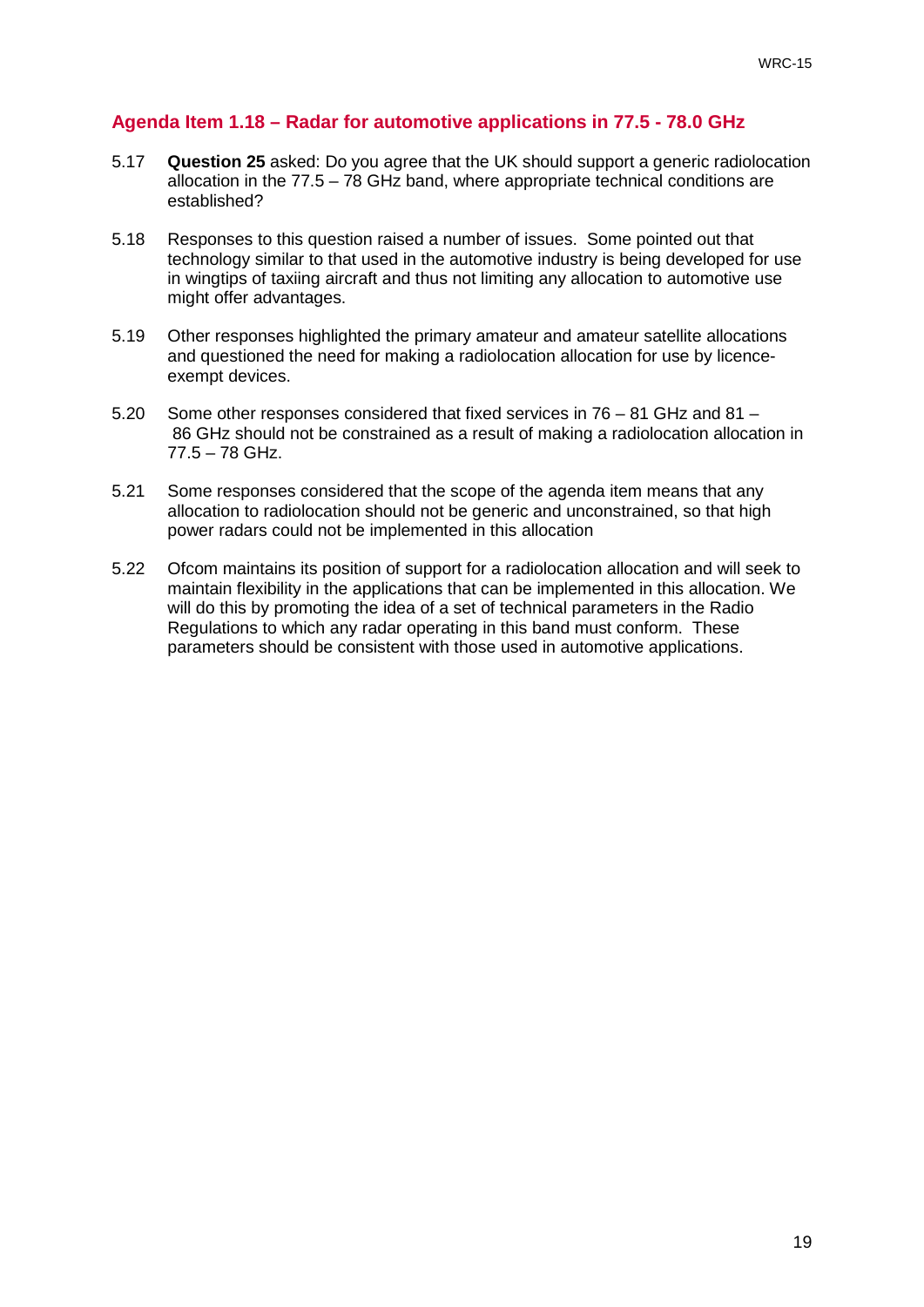## Agenda Item 1.18 – Radar for automotive applications in 77.5 - 78.0 GHz

5.17 **Question 25** asked: Do you agree that the UK should support a generic radiolocation allocation in the 77.5 – 78 GHz band, where appropriate technical conditions are established?

5.18 Responses to this question raised a number of issues. Some pointed out that technology similar to that used in the automotive industry is being developed for use in wingtips of taxiing aircraft and thus not limiting any allocation to automotive use might offer advantages.

5.19 Other responses highlighted the primary amateur and amateur satellite allocations and questioned the need for making a radiolocation allocation for use by licence-exempt devices.

5.20 Some other responses considered that fixed services in 76 – 81 GHz and 81 – 86 GHz should not be constrained as a result of making a radiolocation allocation in 77.5 – 78 GHz.

5.21 Some responses considered that the scope of the agenda item means that any allocation to radiolocation should not be generic and unconstrained, so that high power radars could not be implemented in this allocation

5.22 Ofcom maintains its position of support for a radiolocation allocation and will seek to maintain flexibility in the applications that can be implemented in this allocation. We will do this by promoting the idea of a set of technical parameters in the Radio Regulations to which any radar operating in this band must conform. These parameters should be consistent with those used in automotive applications.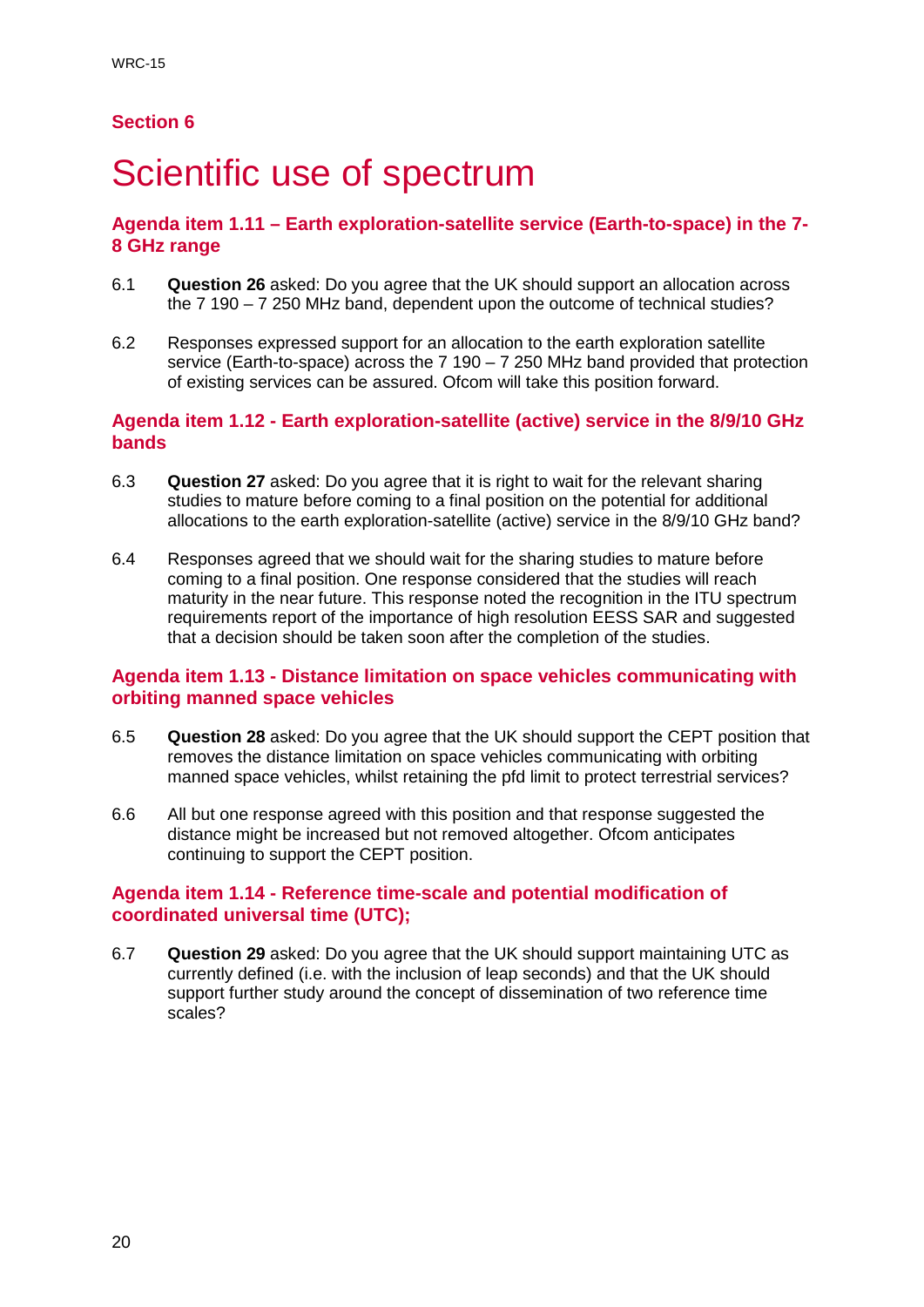## Section 6

# Scientific use of spectrum

### Agenda item 1.11 – Earth exploration-satellite service (Earth-to-space) in the 7-8 GHz range

6.1 **Question 26** asked: Do you agree that the UK should support an allocation across the 7 190 – 7 250 MHz band, dependent upon the outcome of technical studies?

6.2 Responses expressed support for an allocation to the earth exploration satellite service (Earth-to-space) across the 7 190 – 7 250 MHz band provided that protection of existing services can be assured. Ofcom will take this position forward.

### Agenda item 1.12 - Earth exploration-satellite (active) service in the 8/9/10 GHz bands

6.3 **Question 27** asked: Do you agree that it is right to wait for the relevant sharing studies to mature before coming to a final position on the potential for additional allocations to the earth exploration-satellite (active) service in the 8/9/10 GHz band?

6.4 Responses agreed that we should wait for the sharing studies to mature before coming to a final position. One response considered that the studies will reach maturity in the near future. This response noted the recognition in the ITU spectrum requirements report of the importance of high resolution EESS SAR and suggested that a decision should be taken soon after the completion of the studies.

### Agenda item 1.13 - Distance limitation on space vehicles communicating with orbiting manned space vehicles

6.5 **Question 28** asked: Do you agree that the UK should support the CEPT position that removes the distance limitation on space vehicles communicating with orbiting manned space vehicles, whilst retaining the pfd limit to protect terrestrial services?

6.6 All but one response agreed with this position and that response suggested the distance might be increased but not removed altogether. Ofcom anticipates continuing to support the CEPT position.

### Agenda item 1.14 - Reference time-scale and potential modification of coordinated universal time (UTC);

6.7 **Question 29** asked: Do you agree that the UK should support maintaining UTC as currently defined (i.e. with the inclusion of leap seconds) and that the UK should support further study around the concept of dissemination of two reference time scales?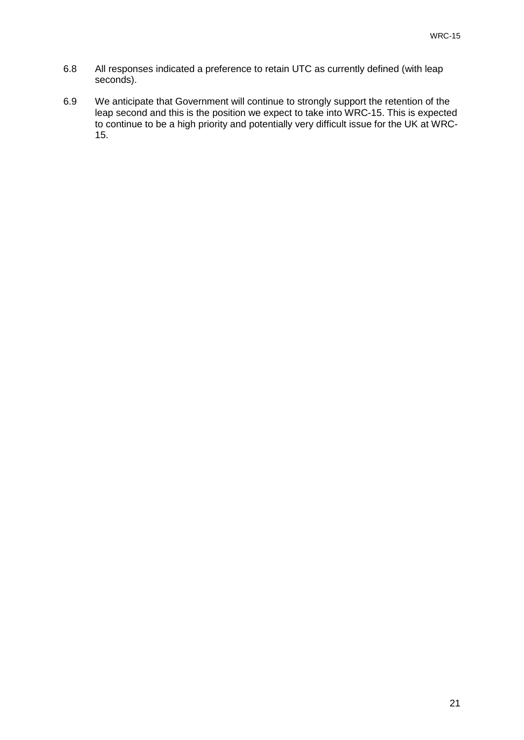6.8 All responses indicated a preference to retain UTC as currently defined (with leap seconds).

6.9 We anticipate that Government will continue to strongly support the retention of the leap second and this is the position we expect to take into WRC-15. This is expected to continue to be a high priority and potentially very difficult issue for the UK at WRC-15.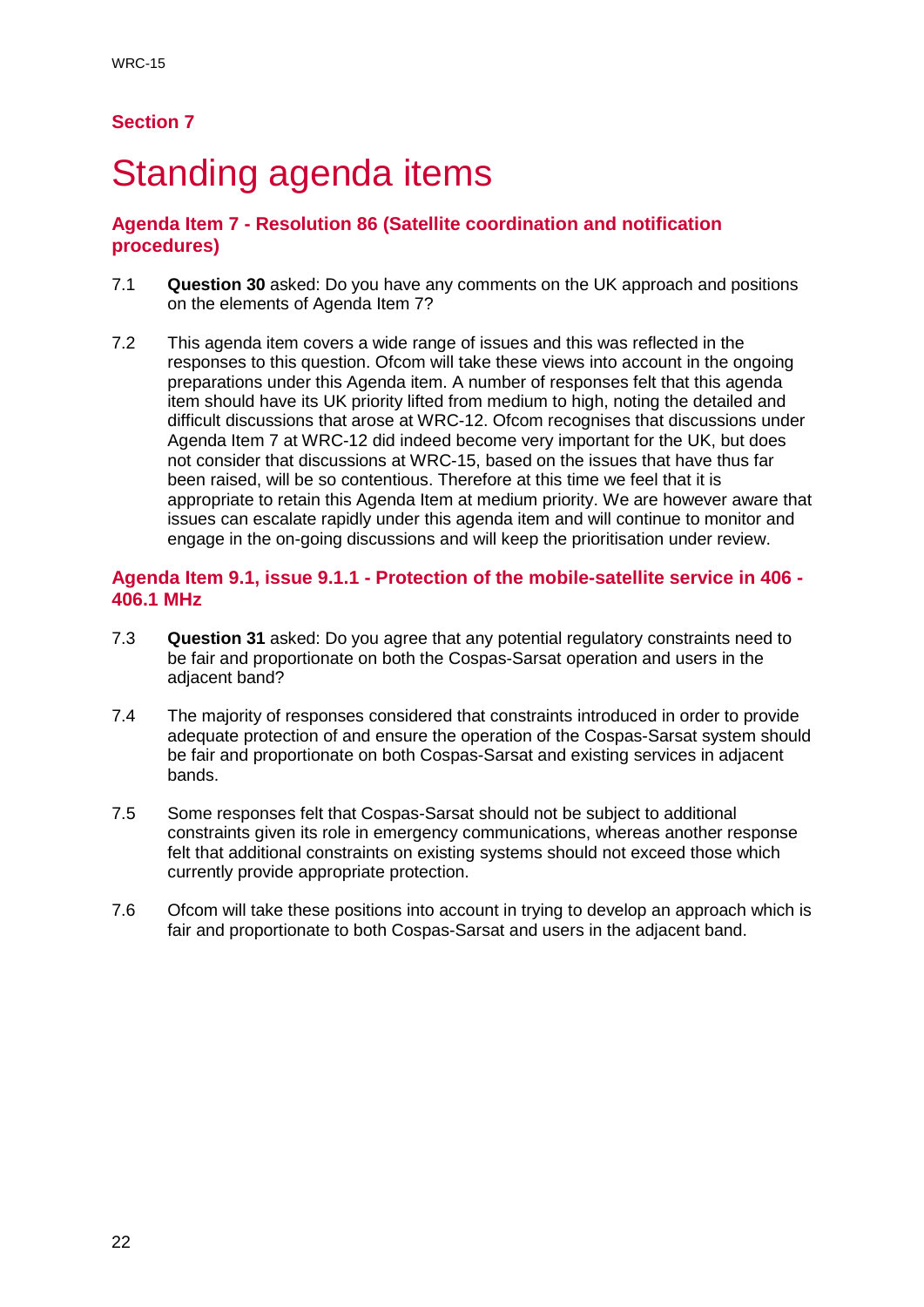## Section 7

# Standing agenda items

### Agenda Item 7 - Resolution 86 (Satellite coordination and notification procedures)

7.1 **Question 30** asked: Do you have any comments on the UK approach and positions on the elements of Agenda Item 7?

7.2 This agenda item covers a wide range of issues and this was reflected in the responses to this question. Ofcom will take these views into account in the ongoing preparations under this Agenda item. A number of responses felt that this agenda item should have its UK priority lifted from medium to high, noting the detailed and difficult discussions that arose at WRC-12. Ofcom recognises that discussions under Agenda Item 7 at WRC-12 did indeed become very important for the UK, but does not consider that discussions at WRC-15, based on the issues that have thus far been raised, will be so contentious. Therefore at this time we feel that it is appropriate to retain this Agenda Item at medium priority. We are however aware that issues can escalate rapidly under this agenda item and will continue to monitor and engage in the on-going discussions and will keep the prioritisation under review.

### Agenda Item 9.1, issue 9.1.1 - Protection of the mobile-satellite service in 406 - 406.1 MHz

7.3 **Question 31** asked: Do you agree that any potential regulatory constraints need to be fair and proportionate on both the Cospas-Sarsat operation and users in the adjacent band?

7.4 The majority of responses considered that constraints introduced in order to provide adequate protection of and ensure the operation of the Cospas-Sarsat system should be fair and proportionate on both Cospas-Sarsat and existing services in adjacent bands.

7.5 Some responses felt that Cospas-Sarsat should not be subject to additional constraints given its role in emergency communications, whereas another response felt that additional constraints on existing systems should not exceed those which currently provide appropriate protection.

7.6 Ofcom will take these positions into account in trying to develop an approach which is fair and proportionate to both Cospas-Sarsat and users in the adjacent band.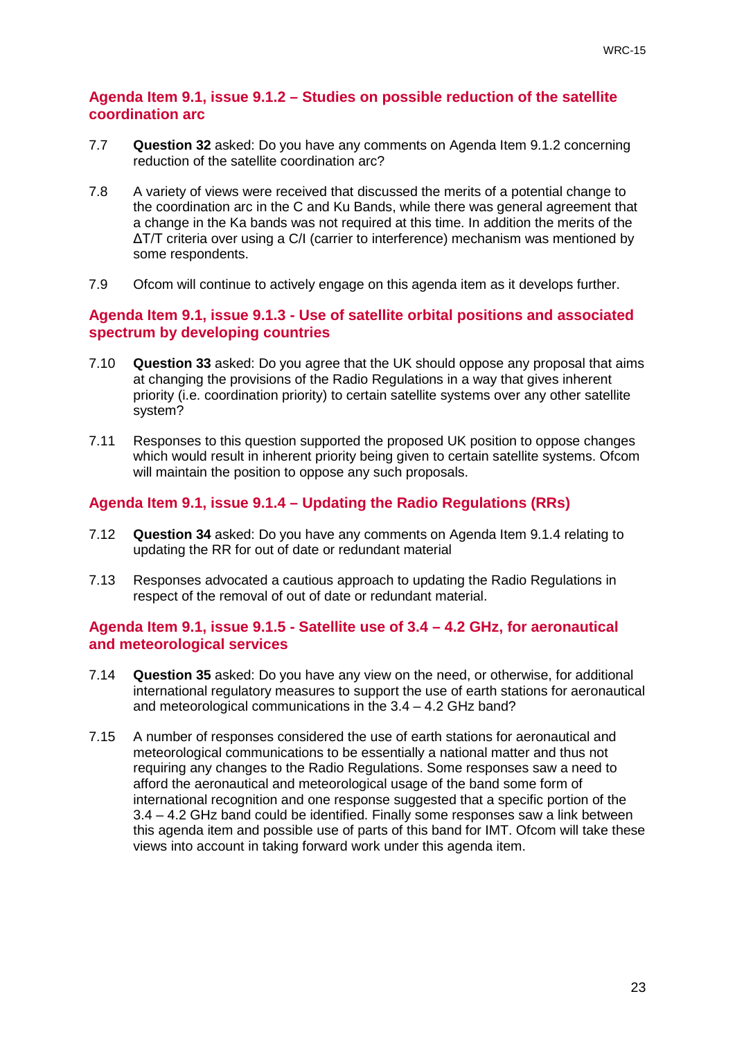### Agenda Item 9.1, issue 9.1.2 – Studies on possible reduction of the satellite coordination arc

7.7 **Question 32** asked: Do you have any comments on Agenda Item 9.1.2 concerning reduction of the satellite coordination arc?

7.8 A variety of views were received that discussed the merits of a potential change to the coordination arc in the C and Ku Bands, while there was general agreement that a change in the Ka bands was not required at this time. In addition the merits of the $\Delta T/T$ criteria over using a C/I (carrier to interference) mechanism was mentioned by some respondents.

7.9 Ofcom will continue to actively engage on this agenda item as it develops further.

### Agenda Item 9.1, issue 9.1.3 - Use of satellite orbital positions and associated spectrum by developing countries

7.10 **Question 33** asked: Do you agree that the UK should oppose any proposal that aims at changing the provisions of the Radio Regulations in a way that gives inherent priority (i.e. coordination priority) to certain satellite systems over any other satellite system?

7.11 Responses to this question supported the proposed UK position to oppose changes which would result in inherent priority being given to certain satellite systems. Ofcom will maintain the position to oppose any such proposals.

### Agenda Item 9.1, issue 9.1.4 – Updating the Radio Regulations (RRs)

7.12 **Question 34** asked: Do you have any comments on Agenda Item 9.1.4 relating to updating the RR for out of date or redundant material

7.13 Responses advocated a cautious approach to updating the Radio Regulations in respect of the removal of out of date or redundant material.

### Agenda Item 9.1, issue 9.1.5 - Satellite use of 3.4 – 4.2 GHz, for aeronautical and meteorological services

7.14 **Question 35** asked: Do you have any view on the need, or otherwise, for additional international regulatory measures to support the use of earth stations for aeronautical and meteorological communications in the 3.4 – 4.2 GHz band?

7.15 A number of responses considered the use of earth stations for aeronautical and meteorological communications to be essentially a national matter and thus not requiring any changes to the Radio Regulations. Some responses saw a need to afford the aeronautical and meteorological usage of the band some form of international recognition and one response suggested that a specific portion of the 3.4 – 4.2 GHz band could be identified. Finally some responses saw a link between this agenda item and possible use of parts of this band for IMT. Ofcom will take these views into account in taking forward work under this agenda item.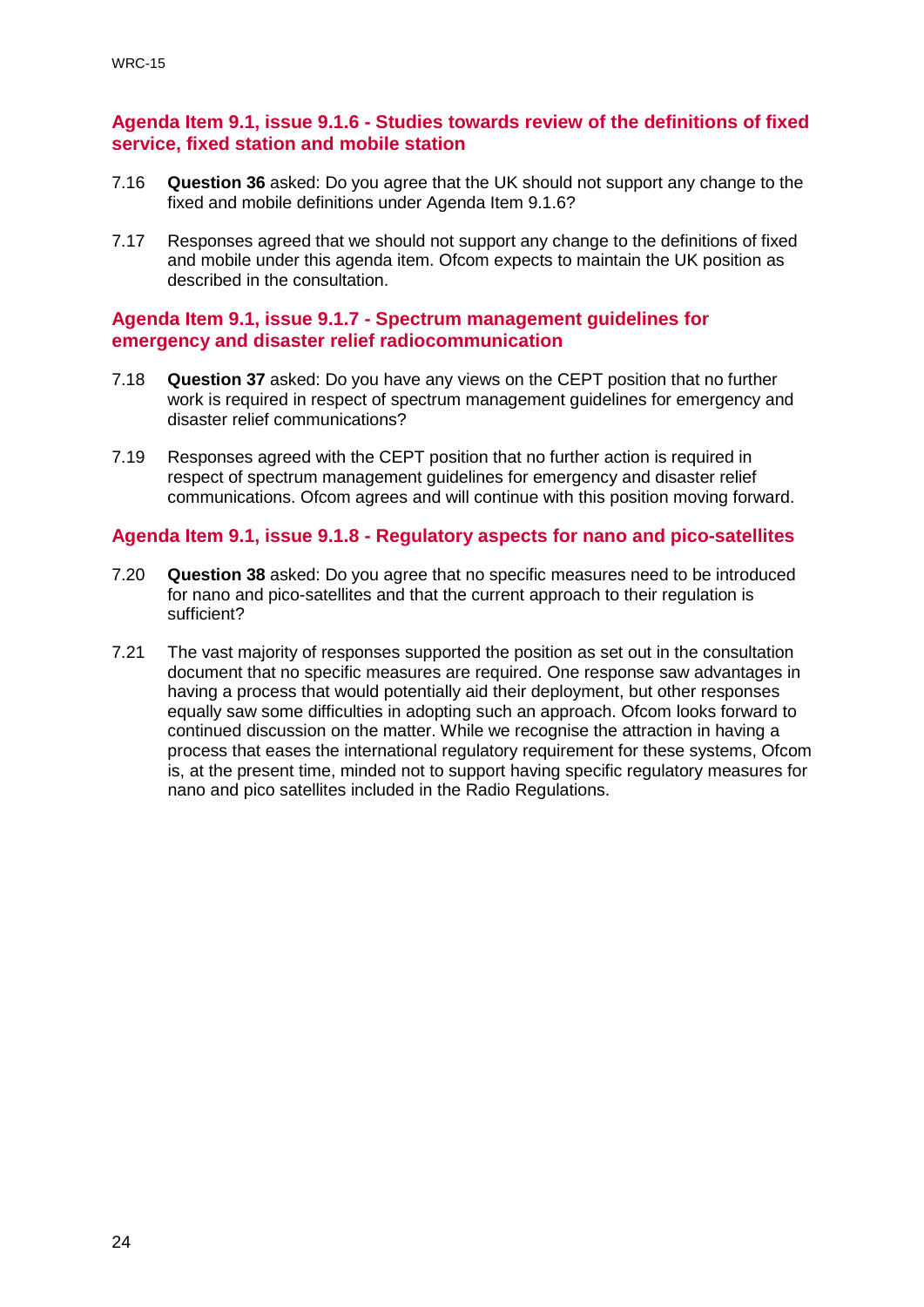### Agenda Item 9.1, issue 9.1.6 - Studies towards review of the definitions of fixed service, fixed station and mobile station

7.16 **Question 36** asked: Do you agree that the UK should not support any change to the fixed and mobile definitions under Agenda Item 9.1.6?

7.17 Responses agreed that we should not support any change to the definitions of fixed and mobile under this agenda item. Ofcom expects to maintain the UK position as described in the consultation.

### Agenda Item 9.1, issue 9.1.7 - Spectrum management guidelines for emergency and disaster relief radiocommunication

7.18 **Question 37** asked: Do you have any views on the CEPT position that no further work is required in respect of spectrum management guidelines for emergency and disaster relief communications?

7.19 Responses agreed with the CEPT position that no further action is required in respect of spectrum management guidelines for emergency and disaster relief communications. Ofcom agrees and will continue with this position moving forward.

### Agenda Item 9.1, issue 9.1.8 - Regulatory aspects for nano and pico-satellites

7.20 **Question 38** asked: Do you agree that no specific measures need to be introduced for nano and pico-satellites and that the current approach to their regulation is sufficient?

7.21 The vast majority of responses supported the position as set out in the consultation document that no specific measures are required. One response saw advantages in having a process that would potentially aid their deployment, but other responses equally saw some difficulties in adopting such an approach. Ofcom looks forward to continued discussion on the matter. While we recognise the attraction in having a process that eases the international regulatory requirement for these systems, Ofcom is, at the present time, minded not to support having specific regulatory measures for nano and pico satellites included in the Radio Regulations.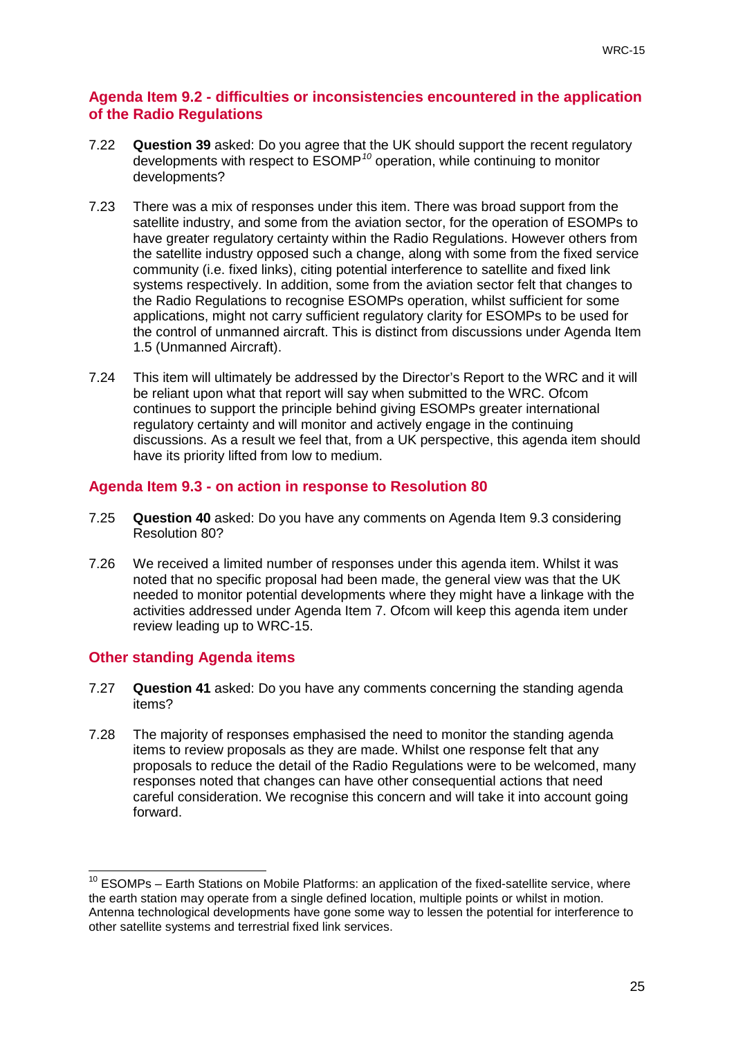### Agenda Item 9.2 - difficulties or inconsistencies encountered in the application of the Radio Regulations

7.22 **Question 39** asked: Do you agree that the UK should support the recent regulatory developments with respect to ESOMP[10] operation, while continuing to monitor developments?

7.23 There was a mix of responses under this item. There was broad support from the satellite industry, and some from the aviation sector, for the operation of ESOMPs to have greater regulatory certainty within the Radio Regulations. However others from the satellite industry opposed such a change, along with some from the fixed service community (i.e. fixed links), citing potential interference to satellite and fixed link systems respectively. In addition, some from the aviation sector felt that changes to the Radio Regulations to recognise ESOMPs operation, whilst sufficient for some applications, might not carry sufficient regulatory clarity for ESOMPs to be used for the control of unmanned aircraft. This is distinct from discussions under Agenda Item 1.5 (Unmanned Aircraft).

7.24 This item will ultimately be addressed by the Director's Report to the WRC and it will be reliant upon what that report will say when submitted to the WRC. Ofcom continues to support the principle behind giving ESOMPs greater international regulatory certainty and will monitor and actively engage in the continuing discussions. As a result we feel that, from a UK perspective, this agenda item should have its priority lifted from low to medium.

### Agenda Item 9.3 - on action in response to Resolution 80

7.25 **Question 40** asked: Do you have any comments on Agenda Item 9.3 considering Resolution 80?

7.26 We received a limited number of responses under this agenda item. Whilst it was noted that no specific proposal had been made, the general view was that the UK needed to monitor potential developments where they might have a linkage with the activities addressed under Agenda Item 7. Ofcom will keep this agenda item under review leading up to WRC-15.

### Other standing Agenda items

7.27 **Question 41** asked: Do you have any comments concerning the standing agenda items?

7.28 The majority of responses emphasised the need to monitor the standing agenda items to review proposals as they are made. Whilst one response felt that any proposals to reduce the detail of the Radio Regulations were to be welcomed, many responses noted that changes can have other consequential actions that need careful consideration. We recognise this concern and will take it into account going forward.

---

[10] ESOMPs – Earth Stations on Mobile Platforms: an application of the fixed-satellite service, where the earth station may operate from a single defined location, multiple points or whilst in motion. Antenna technological developments have gone some way to lessen the potential for interference to other satellite systems and terrestrial fixed link services.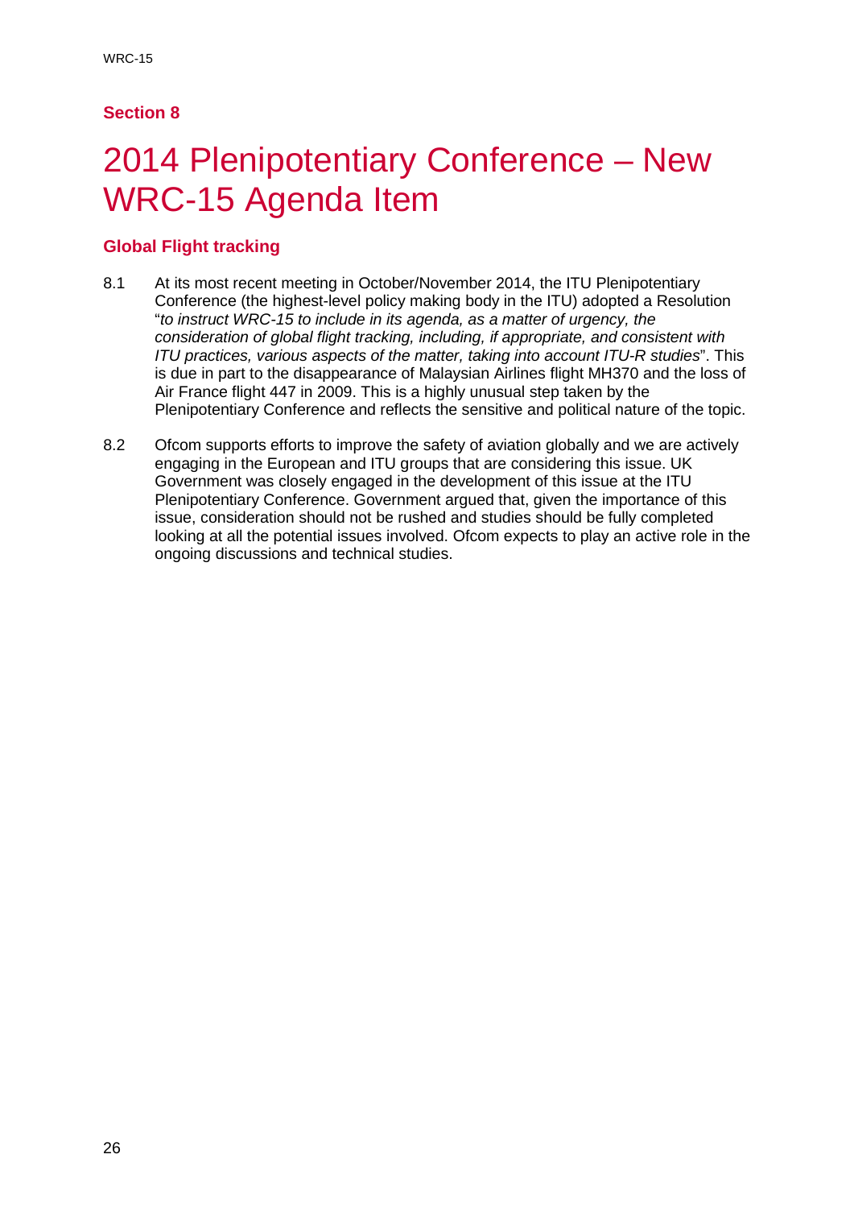## Section 8

# 2014 Plenipotentiary Conference – New WRC-15 Agenda Item

### Global Flight tracking

8.1 At its most recent meeting in October/November 2014, the ITU Plenipotentiary Conference (the highest-level policy making body in the ITU) adopted a Resolution "*to instruct WRC-15 to include in its agenda, as a matter of urgency, the consideration of global flight tracking, including, if appropriate, and consistent with ITU practices, various aspects of the matter, taking into account ITU-R studies*". This is due in part to the disappearance of Malaysian Airlines flight MH370 and the loss of Air France flight 447 in 2009. This is a highly unusual step taken by the Plenipotentiary Conference and reflects the sensitive and political nature of the topic.

8.2 Ofcom supports efforts to improve the safety of aviation globally and we are actively engaging in the European and ITU groups that are considering this issue. UK Government was closely engaged in the development of this issue at the ITU Plenipotentiary Conference. Government argued that, given the importance of this issue, consideration should not be rushed and studies should be fully completed looking at all the potential issues involved. Ofcom expects to play an active role in the ongoing discussions and technical studies.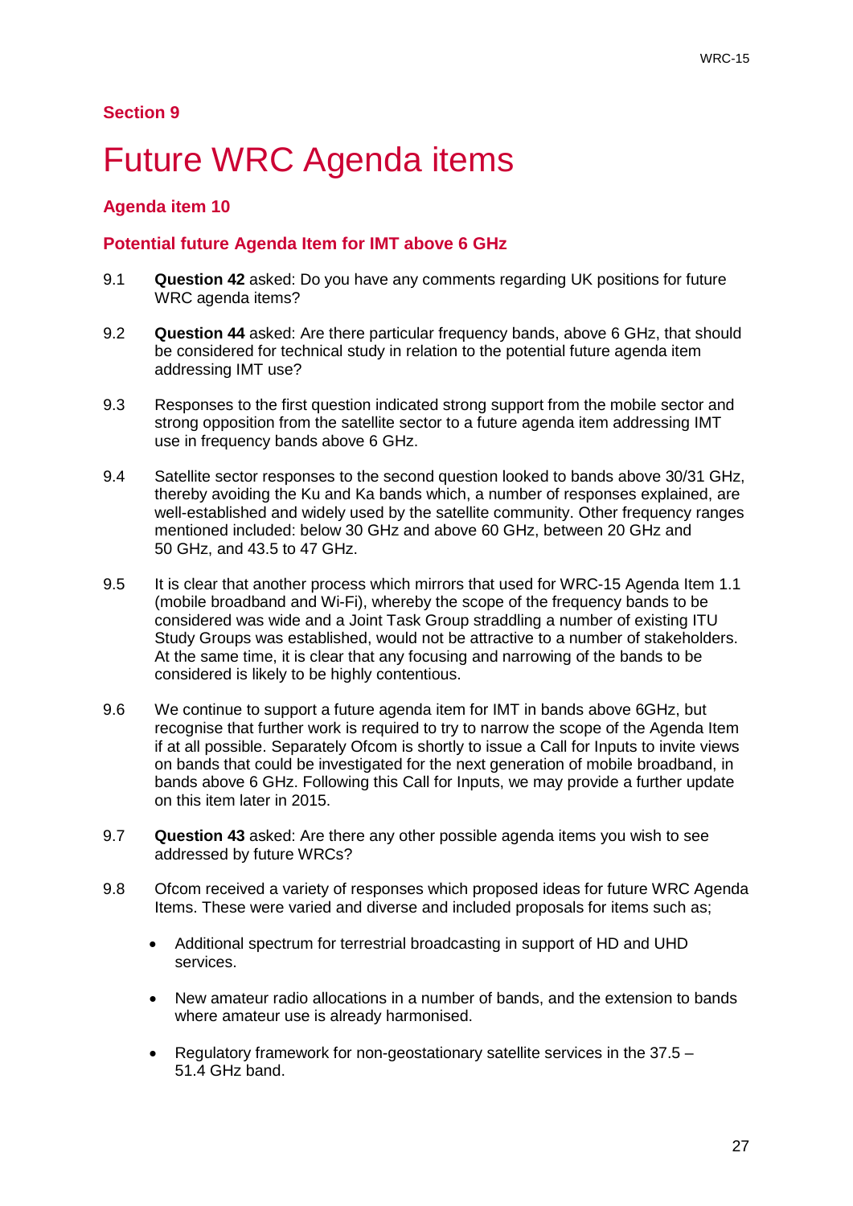## Section 9

# Future WRC Agenda items

### Agenda item 10

### Potential future Agenda Item for IMT above 6 GHz

9.1 **Question 42** asked: Do you have any comments regarding UK positions for future WRC agenda items?

9.2 **Question 44** asked: Are there particular frequency bands, above 6 GHz, that should be considered for technical study in relation to the potential future agenda item addressing IMT use?

9.3 Responses to the first question indicated strong support from the mobile sector and strong opposition from the satellite sector to a future agenda item addressing IMT use in frequency bands above 6 GHz.

9.4 Satellite sector responses to the second question looked to bands above 30/31 GHz, thereby avoiding the Ku and Ka bands which, a number of responses explained, are well-established and widely used by the satellite community. Other frequency ranges mentioned included: below 30 GHz and above 60 GHz, between 20 GHz and 50 GHz, and 43.5 to 47 GHz.

9.5 It is clear that another process which mirrors that used for WRC-15 Agenda Item 1.1 (mobile broadband and Wi-Fi), whereby the scope of the frequency bands to be considered was wide and a Joint Task Group straddling a number of existing ITU Study Groups was established, would not be attractive to a number of stakeholders. At the same time, it is clear that any focusing and narrowing of the bands to be considered is likely to be highly contentious.

9.6 We continue to support a future agenda item for IMT in bands above 6GHz, but recognise that further work is required to try to narrow the scope of the Agenda Item if at all possible. Separately Ofcom is shortly to issue a Call for Inputs to invite views on bands that could be investigated for the next generation of mobile broadband, in bands above 6 GHz. Following this Call for Inputs, we may provide a further update on this item later in 2015.

9.7 **Question 43** asked: Are there any other possible agenda items you wish to see addressed by future WRCs?

9.8 Ofcom received a variety of responses which proposed ideas for future WRC Agenda Items. These were varied and diverse and included proposals for items such as;

- Additional spectrum for terrestrial broadcasting in support of HD and UHD services.
- New amateur radio allocations in a number of bands, and the extension to bands where amateur use is already harmonised.
- Regulatory framework for non-geostationary satellite services in the 37.5 – 51.4 GHz band.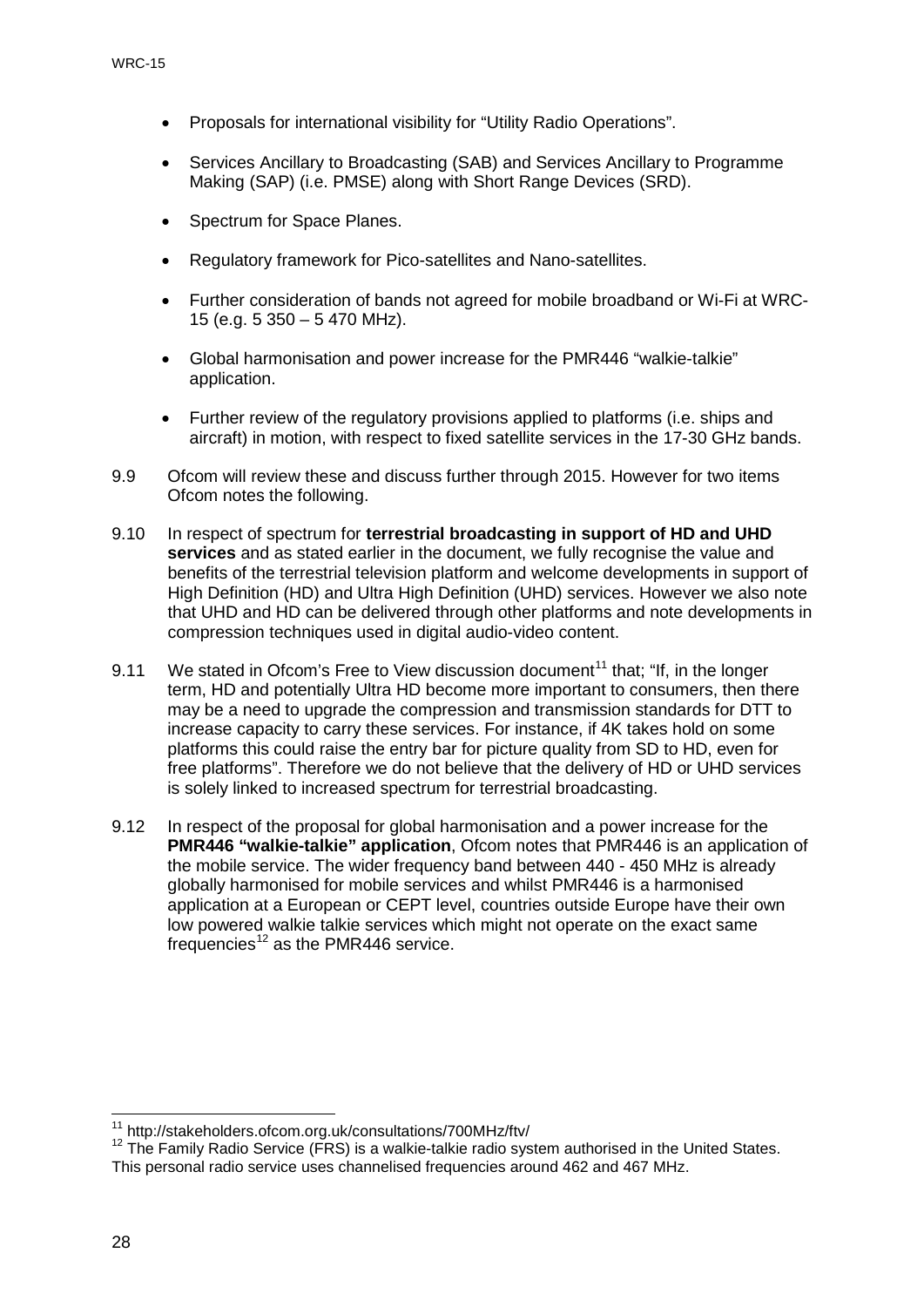- Proposals for international visibility for "Utility Radio Operations".
- Services Ancillary to Broadcasting (SAB) and Services Ancillary to Programme Making (SAP) (i.e. PMSE) along with Short Range Devices (SRD).
- Spectrum for Space Planes.
- Regulatory framework for Pico-satellites and Nano-satellites.
- Further consideration of bands not agreed for mobile broadband or Wi-Fi at WRC-15 (e.g. 5 350 – 5 470 MHz).
- Global harmonisation and power increase for the PMR446 "walkie-talkie" application.
- Further review of the regulatory provisions applied to platforms (i.e. ships and aircraft) in motion, with respect to fixed satellite services in the 17-30 GHz bands.

9.9 Ofcom will review these and discuss further through 2015. However for two items Ofcom notes the following.

9.10 In respect of spectrum for **terrestrial broadcasting in support of HD and UHD services** and as stated earlier in the document, we fully recognise the value and benefits of the terrestrial television platform and welcome developments in support of High Definition (HD) and Ultra High Definition (UHD) services. However we also note that UHD and HD can be delivered through other platforms and note developments in compression techniques used in digital audio-video content.

9.11 We stated in Ofcom's Free to View discussion document[11] that; "If, in the longer term, HD and potentially Ultra HD become more important to consumers, then there may be a need to upgrade the compression and transmission standards for DTT to increase capacity to carry these services. For instance, if 4K takes hold on some platforms this could raise the entry bar for picture quality from SD to HD, even for free platforms". Therefore we do not believe that the delivery of HD or UHD services is solely linked to increased spectrum for terrestrial broadcasting.

9.12 In respect of the proposal for global harmonisation and a power increase for the **PMR446 "walkie-talkie" application**, Ofcom notes that PMR446 is an application of the mobile service. The wider frequency band between 440 - 450 MHz is already globally harmonised for mobile services and whilst PMR446 is a harmonised application at a European or CEPT level, countries outside Europe have their own low powered walkie talkie services which might not operate on the exact same frequencies[12] as the PMR446 service.

---

[11] http://stakeholders.ofcom.org.uk/consultations/700MHz/ftv/

[12] The Family Radio Service (FRS) is a walkie-talkie radio system authorised in the United States. This personal radio service uses channelised frequencies around 462 and 467 MHz.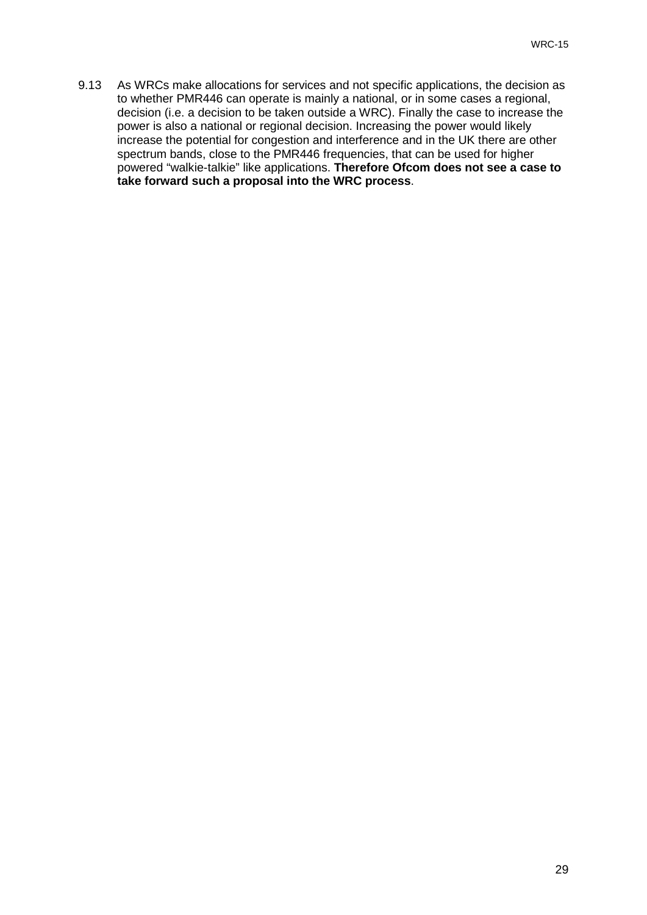9.13 As WRCs make allocations for services and not specific applications, the decision as to whether PMR446 can operate is mainly a national, or in some cases a regional, decision (i.e. a decision to be taken outside a WRC). Finally the case to increase the power is also a national or regional decision. Increasing the power would likely increase the potential for congestion and interference and in the UK there are other spectrum bands, close to the PMR446 frequencies, that can be used for higher powered "walkie-talkie" like applications. **Therefore Ofcom does not see a case to take forward such a proposal into the WRC process**.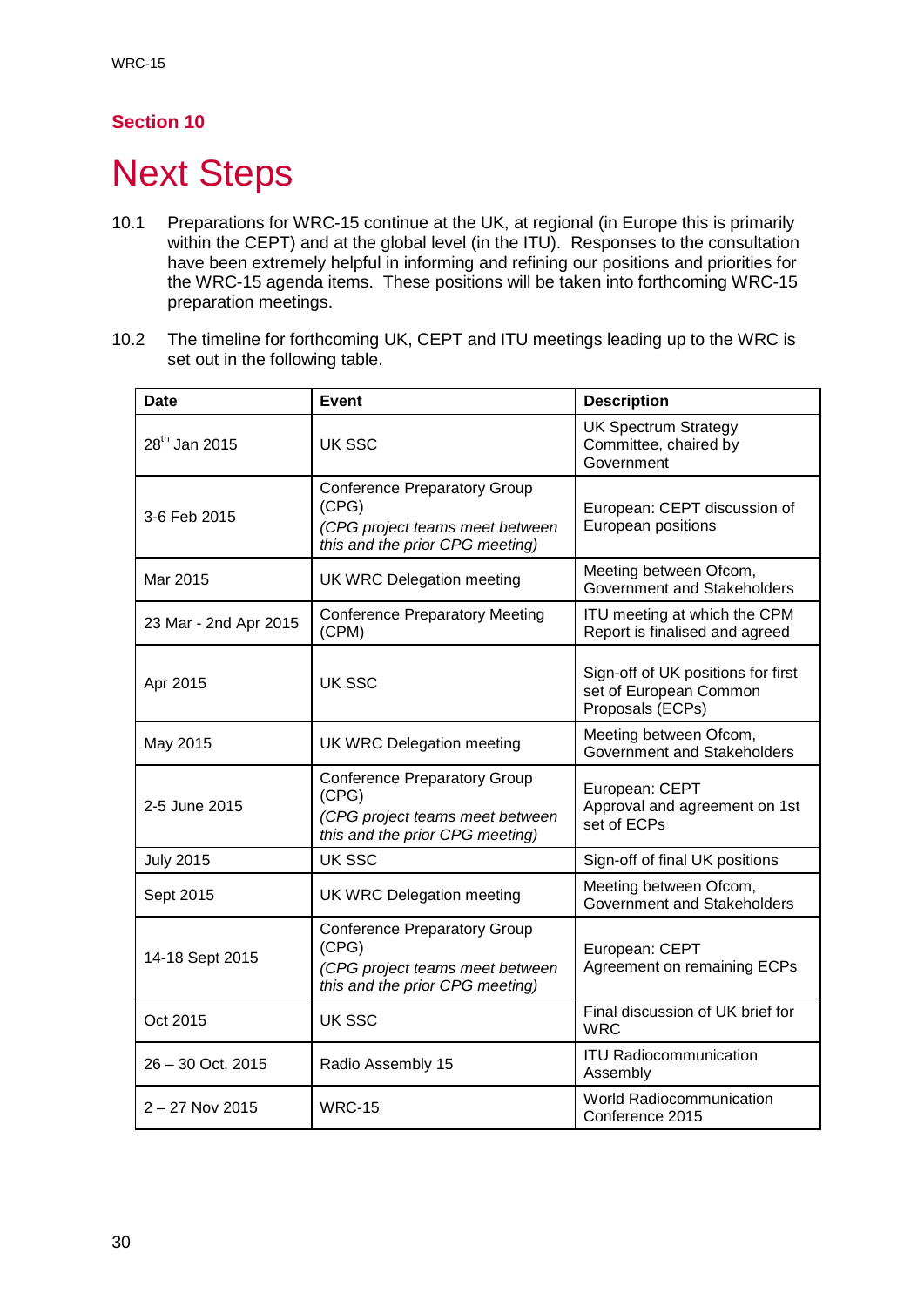## Section 10

# Next Steps

10.1 Preparations for WRC-15 continue at the UK, at regional (in Europe this is primarily within the CEPT) and at the global level (in the ITU). Responses to the consultation have been extremely helpful in informing and refining our positions and priorities for the WRC-15 agenda items. These positions will be taken into forthcoming WRC-15 preparation meetings.

10.2 The timeline for forthcoming UK, CEPT and ITU meetings leading up to the WRC is set out in the following table.

| Date | Event | Description |
|---|---|---|
| 28th Jan 2015 | UK SSC | UK Spectrum Strategy Committee, chaired by Government |
| 3-6 Feb 2015 | Conference Preparatory Group (CPG) *(CPG project teams meet between this and the prior CPG meeting)* | European: CEPT discussion of European positions |
| Mar 2015 | UK WRC Delegation meeting | Meeting between Ofcom, Government and Stakeholders |
| 23 Mar - 2nd Apr 2015 | Conference Preparatory Meeting (CPM) | ITU meeting at which the CPM Report is finalised and agreed |
| Apr 2015 | UK SSC | Sign-off of UK positions for first set of European Common Proposals (ECPs) |
| May 2015 | UK WRC Delegation meeting | Meeting between Ofcom, Government and Stakeholders |
| 2-5 June 2015 | Conference Preparatory Group (CPG) *(CPG project teams meet between this and the prior CPG meeting)* | European: CEPT Approval and agreement on 1st set of ECPs |
| July 2015 | UK SSC | Sign-off of final UK positions |
| Sept 2015 | UK WRC Delegation meeting | Meeting between Ofcom, Government and Stakeholders |
| 14-18 Sept 2015 | Conference Preparatory Group (CPG) *(CPG project teams meet between this and the prior CPG meeting)* | European: CEPT Agreement on remaining ECPs |
| Oct 2015 | UK SSC | Final discussion of UK brief for WRC |
| 26 – 30 Oct. 2015 | Radio Assembly 15 | ITU Radiocommunication Assembly |
| 2 – 27 Nov 2015 | WRC-15 | World Radiocommunication Conference 2015 |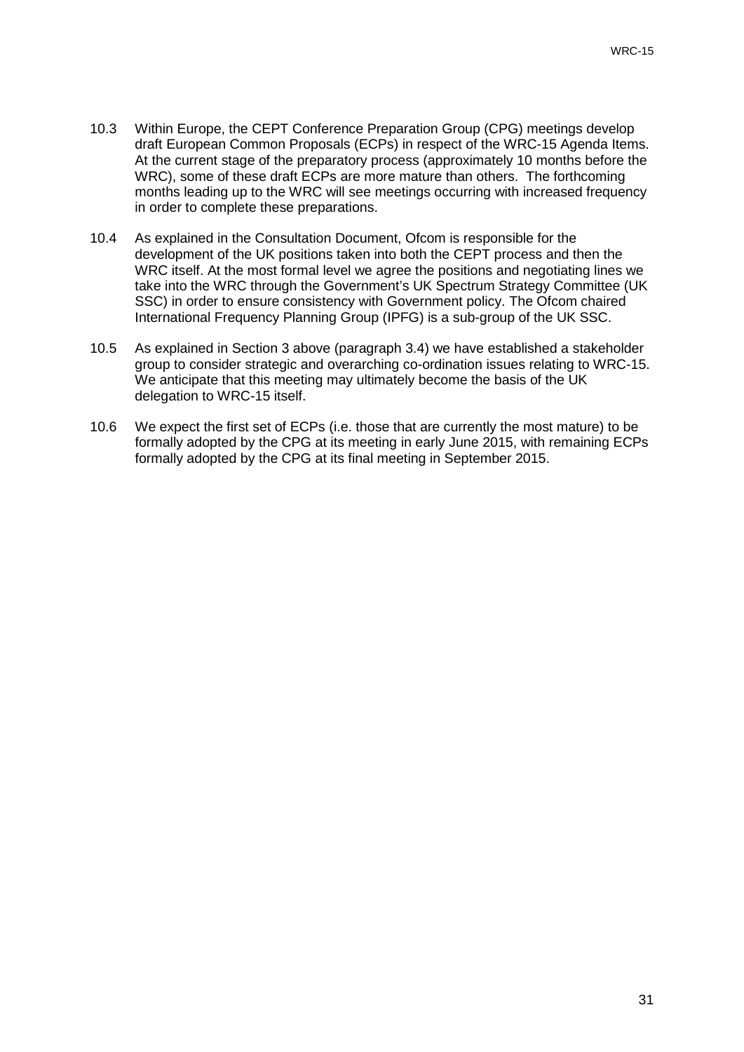10.3 Within Europe, the CEPT Conference Preparation Group (CPG) meetings develop draft European Common Proposals (ECPs) in respect of the WRC-15 Agenda Items. At the current stage of the preparatory process (approximately 10 months before the WRC), some of these draft ECPs are more mature than others. The forthcoming months leading up to the WRC will see meetings occurring with increased frequency in order to complete these preparations.

10.4 As explained in the Consultation Document, Ofcom is responsible for the development of the UK positions taken into both the CEPT process and then the WRC itself. At the most formal level we agree the positions and negotiating lines we take into the WRC through the Government's UK Spectrum Strategy Committee (UK SSC) in order to ensure consistency with Government policy. The Ofcom chaired International Frequency Planning Group (IPFG) is a sub-group of the UK SSC.

10.5 As explained in Section 3 above (paragraph 3.4) we have established a stakeholder group to consider strategic and overarching co-ordination issues relating to WRC-15. We anticipate that this meeting may ultimately become the basis of the UK delegation to WRC-15 itself.

10.6 We expect the first set of ECPs (i.e. those that are currently the most mature) to be formally adopted by the CPG at its meeting in early June 2015, with remaining ECPs formally adopted by the CPG at its final meeting in September 2015.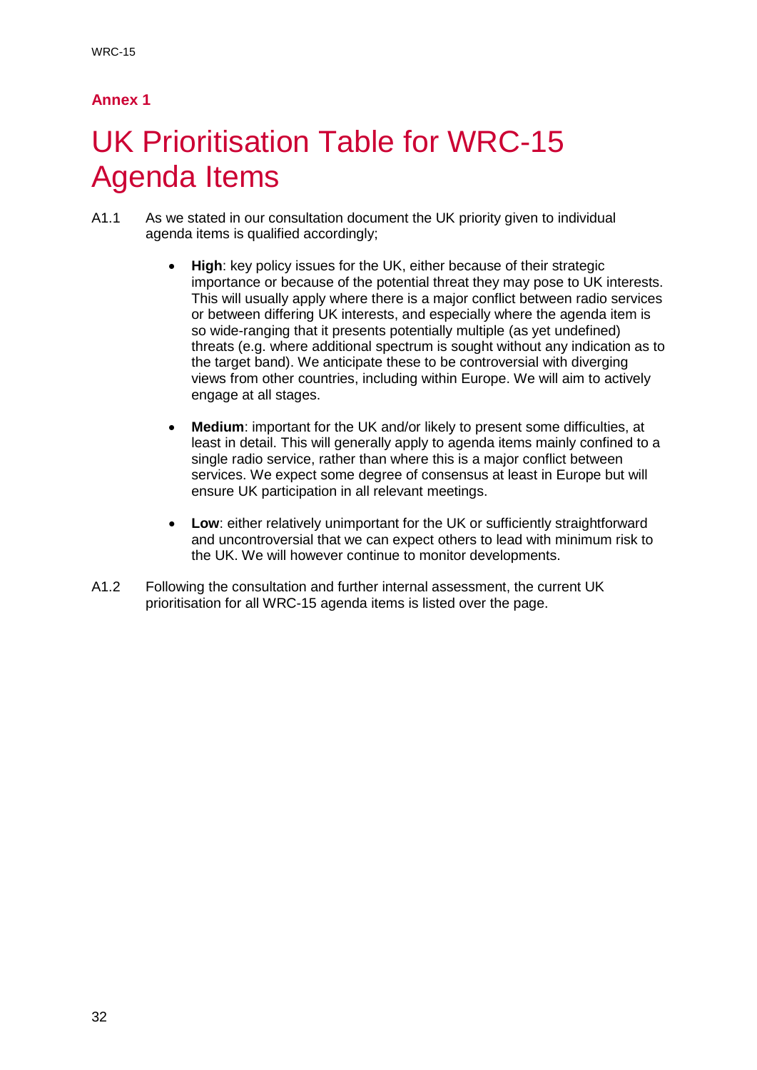## Annex 1

# UK Prioritisation Table for WRC-15 Agenda Items

A1.1 As we stated in our consultation document the UK priority given to individual agenda items is qualified accordingly;

- **High**: key policy issues for the UK, either because of their strategic importance or because of the potential threat they may pose to UK interests. This will usually apply where there is a major conflict between radio services or between differing UK interests, and especially where the agenda item is so wide-ranging that it presents potentially multiple (as yet undefined) threats (e.g. where additional spectrum is sought without any indication as to the target band). We anticipate these to be controversial with diverging views from other countries, including within Europe. We will aim to actively engage at all stages.

- **Medium**: important for the UK and/or likely to present some difficulties, at least in detail. This will generally apply to agenda items mainly confined to a single radio service, rather than where this is a major conflict between services. We expect some degree of consensus at least in Europe but will ensure UK participation in all relevant meetings.

- **Low**: either relatively unimportant for the UK or sufficiently straightforward and uncontroversial that we can expect others to lead with minimum risk to the UK. We will however continue to monitor developments.

A1.2 Following the consultation and further internal assessment, the current UK prioritisation for all WRC-15 agenda items is listed over the page.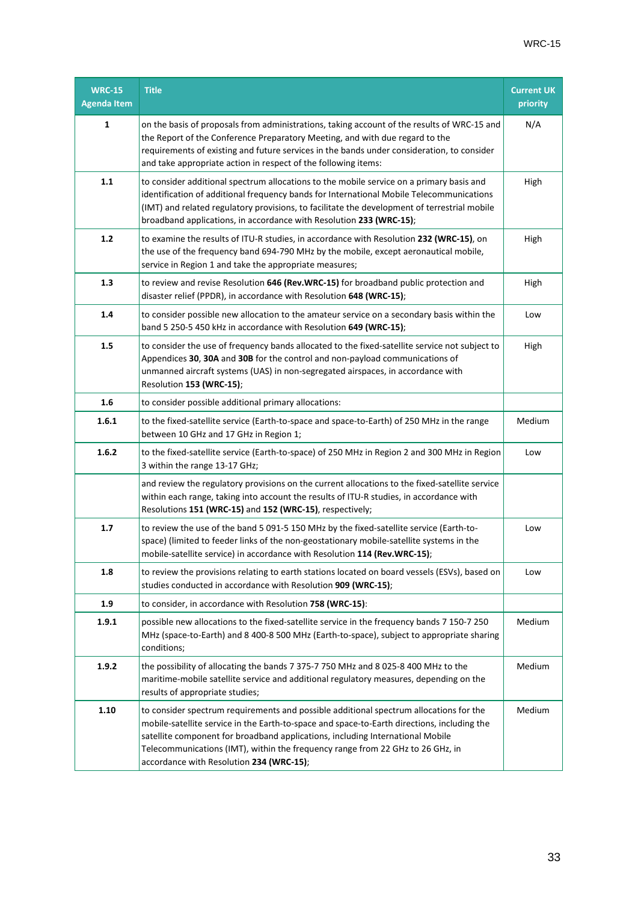| WRC-15 Agenda Item | Title | Current UK priority |
|---|---|---|
| **1** | on the basis of proposals from administrations, taking account of the results of WRC-15 and the Report of the Conference Preparatory Meeting, and with due regard to the requirements of existing and future services in the bands under consideration, to consider and take appropriate action in respect of the following items: | N/A |
| **1.1** | to consider additional spectrum allocations to the mobile service on a primary basis and identification of additional frequency bands for International Mobile Telecommunications (IMT) and related regulatory provisions, to facilitate the development of terrestrial mobile broadband applications, in accordance with Resolution **233 (WRC-15)**; | High |
| **1.2** | to examine the results of ITU-R studies, in accordance with Resolution **232 (WRC-15)**, on the use of the frequency band 694-790 MHz by the mobile, except aeronautical mobile, service in Region 1 and take the appropriate measures; | High |
| **1.3** | to review and revise Resolution **646 (Rev.WRC-15)** for broadband public protection and disaster relief (PPDR), in accordance with Resolution **648 (WRC-15)**; | High |
| **1.4** | to consider possible new allocation to the amateur service on a secondary basis within the band 5 250-5 450 kHz in accordance with Resolution **649 (WRC-15)**; | Low |
| **1.5** | to consider the use of frequency bands allocated to the fixed-satellite service not subject to Appendices **30**, **30A** and **30B** for the control and non-payload communications of unmanned aircraft systems (UAS) in non-segregated airspaces, in accordance with Resolution **153 (WRC-15)**; | High |
| **1.6** | to consider possible additional primary allocations: | |
| **1.6.1** | to the fixed-satellite service (Earth-to-space and space-to-Earth) of 250 MHz in the range between 10 GHz and 17 GHz in Region 1; | Medium |
| **1.6.2** | to the fixed-satellite service (Earth-to-space) of 250 MHz in Region 2 and 300 MHz in Region 3 within the range 13-17 GHz; | Low |
| | and review the regulatory provisions on the current allocations to the fixed-satellite service within each range, taking into account the results of ITU-R studies, in accordance with Resolutions **151 (WRC-15)** and **152 (WRC-15)**, respectively; | |
| **1.7** | to review the use of the band 5 091-5 150 MHz by the fixed-satellite service (Earth-to-space) (limited to feeder links of the non-geostationary mobile-satellite systems in the mobile-satellite service) in accordance with Resolution **114 (Rev.WRC-15)**; | Low |
| **1.8** | to review the provisions relating to earth stations located on board vessels (ESVs), based on studies conducted in accordance with Resolution **909 (WRC-15)**; | Low |
| **1.9** | to consider, in accordance with Resolution **758 (WRC-15)**: | |
| **1.9.1** | possible new allocations to the fixed-satellite service in the frequency bands 7 150-7 250 MHz (space-to-Earth) and 8 400-8 500 MHz (Earth-to-space), subject to appropriate sharing conditions; | Medium |
| **1.9.2** | the possibility of allocating the bands 7 375-7 750 MHz and 8 025-8 400 MHz to the maritime-mobile satellite service and additional regulatory measures, depending on the results of appropriate studies; | Medium |
| **1.10** | to consider spectrum requirements and possible additional spectrum allocations for the mobile-satellite service in the Earth-to-space and space-to-Earth directions, including the satellite component for broadband applications, including International Mobile Telecommunications (IMT), within the frequency range from 22 GHz to 26 GHz, in accordance with Resolution **234 (WRC-15)**; | Medium |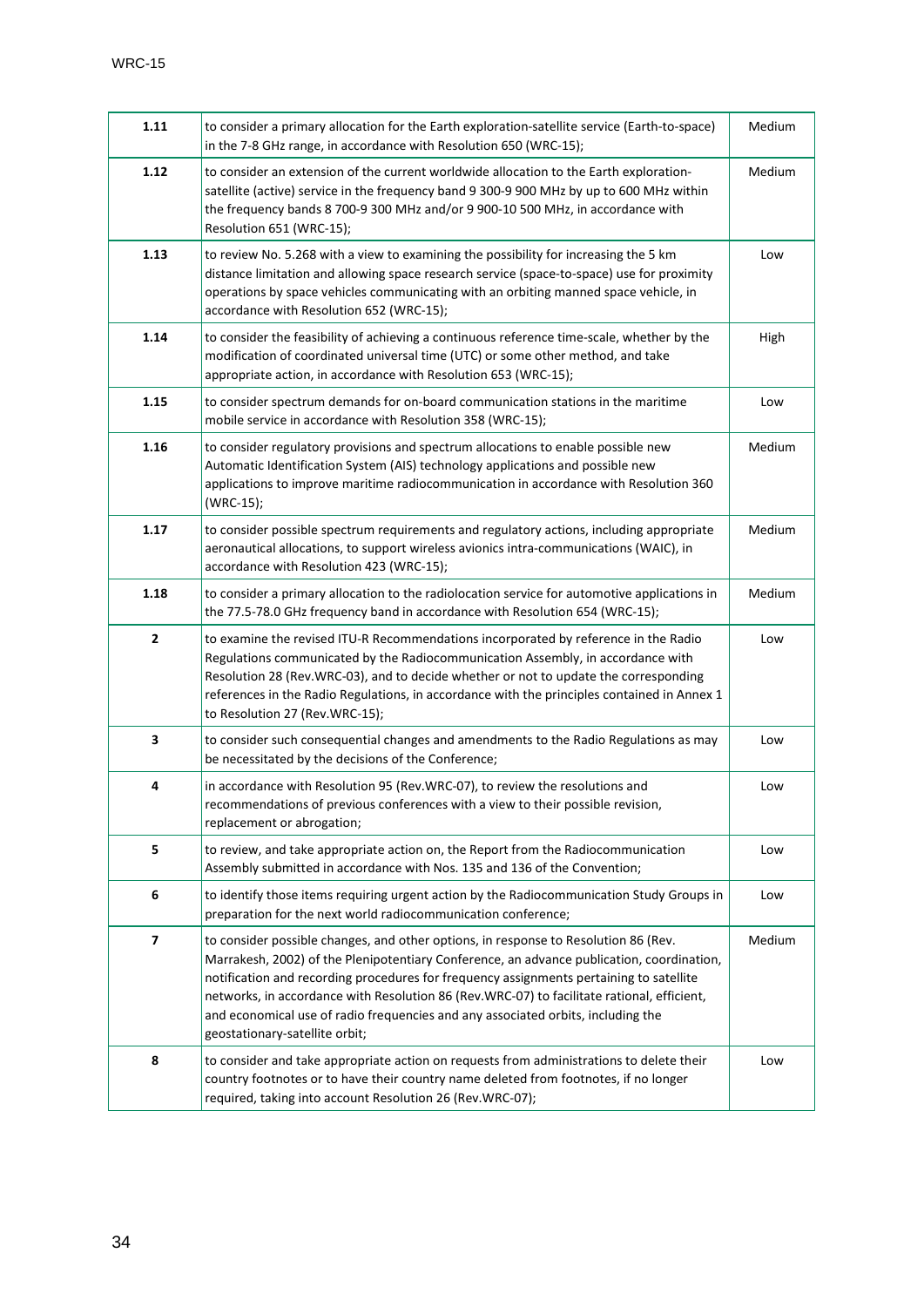| | | |
|---|---|---|
| **1.11** | to consider a primary allocation for the Earth exploration-satellite service (Earth-to-space) in the 7-8 GHz range, in accordance with Resolution 650 (WRC-15); | Medium |
| **1.12** | to consider an extension of the current worldwide allocation to the Earth exploration-satellite (active) service in the frequency band 9 300-9 900 MHz by up to 600 MHz within the frequency bands 8 700-9 300 MHz and/or 9 900-10 500 MHz, in accordance with Resolution 651 (WRC-15); | Medium |
| **1.13** | to review No. 5.268 with a view to examining the possibility for increasing the 5 km distance limitation and allowing space research service (space-to-space) use for proximity operations by space vehicles communicating with an orbiting manned space vehicle, in accordance with Resolution 652 (WRC-15); | Low |
| **1.14** | to consider the feasibility of achieving a continuous reference time-scale, whether by the modification of coordinated universal time (UTC) or some other method, and take appropriate action, in accordance with Resolution 653 (WRC-15); | High |
| **1.15** | to consider spectrum demands for on-board communication stations in the maritime mobile service in accordance with Resolution 358 (WRC-15); | Low |
| **1.16** | to consider regulatory provisions and spectrum allocations to enable possible new Automatic Identification System (AIS) technology applications and possible new applications to improve maritime radiocommunication in accordance with Resolution 360 (WRC-15); | Medium |
| **1.17** | to consider possible spectrum requirements and regulatory actions, including appropriate aeronautical allocations, to support wireless avionics intra-communications (WAIC), in accordance with Resolution 423 (WRC-15); | Medium |
| **1.18** | to consider a primary allocation to the radiolocation service for automotive applications in the 77.5-78.0 GHz frequency band in accordance with Resolution 654 (WRC-15); | Medium |
| **2** | to examine the revised ITU-R Recommendations incorporated by reference in the Radio Regulations communicated by the Radiocommunication Assembly, in accordance with Resolution 28 (Rev.WRC-03), and to decide whether or not to update the corresponding references in the Radio Regulations, in accordance with the principles contained in Annex 1 to Resolution 27 (Rev.WRC-15); | Low |
| **3** | to consider such consequential changes and amendments to the Radio Regulations as may be necessitated by the decisions of the Conference; | Low |
| **4** | in accordance with Resolution 95 (Rev.WRC-07), to review the resolutions and recommendations of previous conferences with a view to their possible revision, replacement or abrogation; | Low |
| **5** | to review, and take appropriate action on, the Report from the Radiocommunication Assembly submitted in accordance with Nos. 135 and 136 of the Convention; | Low |
| **6** | to identify those items requiring urgent action by the Radiocommunication Study Groups in preparation for the next world radiocommunication conference; | Low |
| **7** | to consider possible changes, and other options, in response to Resolution 86 (Rev. Marrakesh, 2002) of the Plenipotentiary Conference, an advance publication, coordination, notification and recording procedures for frequency assignments pertaining to satellite networks, in accordance with Resolution 86 (Rev.WRC-07) to facilitate rational, efficient, and economical use of radio frequencies and any associated orbits, including the geostationary-satellite orbit; | Medium |
| **8** | to consider and take appropriate action on requests from administrations to delete their country footnotes or to have their country name deleted from footnotes, if no longer required, taking into account Resolution 26 (Rev.WRC-07); | Low |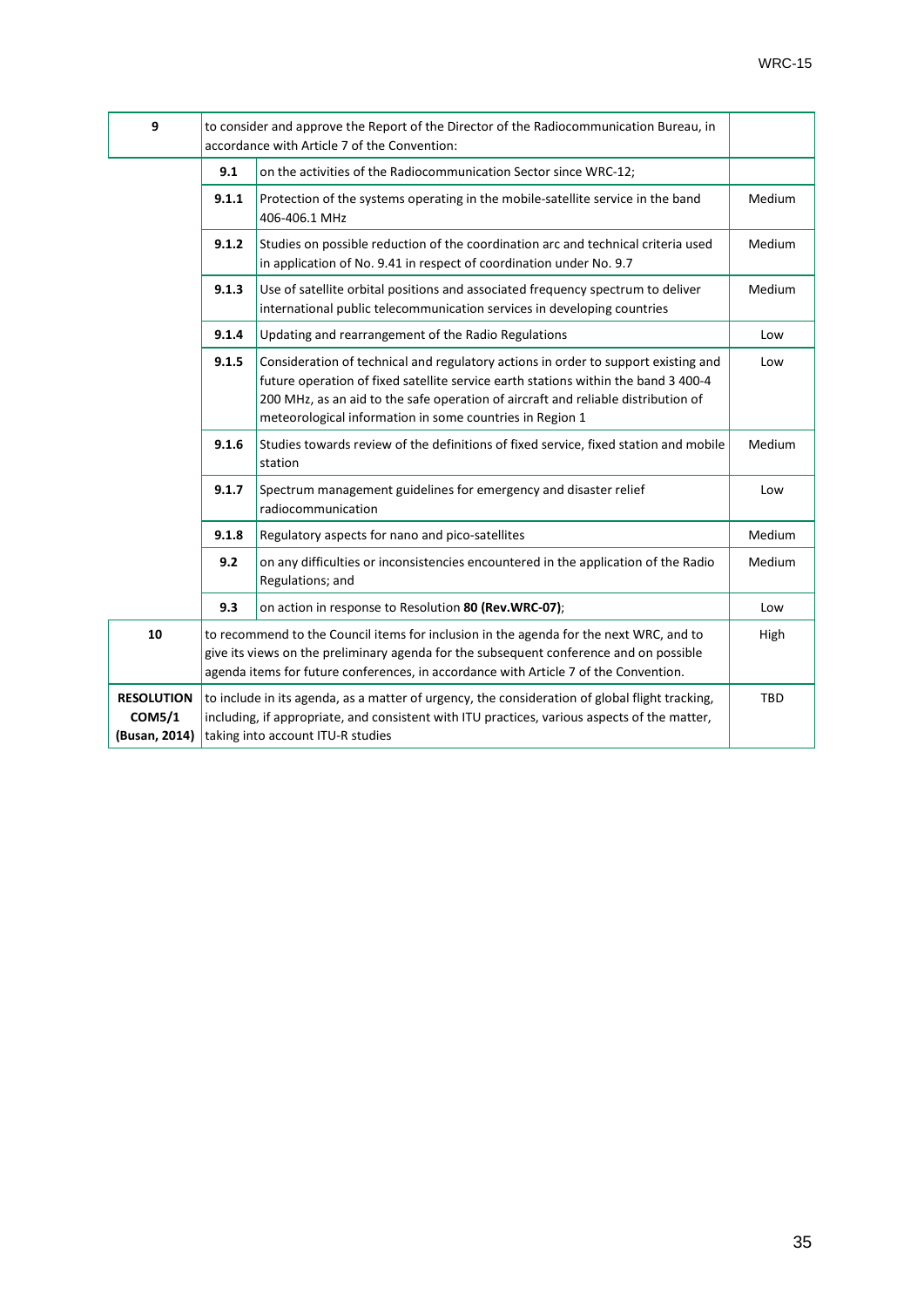| | | | |
|---|---|---|---|
| **9** | to consider and approve the Report of the Director of the Radiocommunication Bureau, in accordance with Article 7 of the Convention: | | |
| | **9.1** | on the activities of the Radiocommunication Sector since WRC-12; | |
| | **9.1.1** | Protection of the systems operating in the mobile-satellite service in the band 406-406.1 MHz | Medium |
| | **9.1.2** | Studies on possible reduction of the coordination arc and technical criteria used in application of No. 9.41 in respect of coordination under No. 9.7 | Medium |
| | **9.1.3** | Use of satellite orbital positions and associated frequency spectrum to deliver international public telecommunication services in developing countries | Medium |
| | **9.1.4** | Updating and rearrangement of the Radio Regulations | Low |
| | **9.1.5** | Consideration of technical and regulatory actions in order to support existing and future operation of fixed satellite service earth stations within the band 3 400-4 200 MHz, as an aid to the safe operation of aircraft and reliable distribution of meteorological information in some countries in Region 1 | Low |
| | **9.1.6** | Studies towards review of the definitions of fixed service, fixed station and mobile station | Medium |
| | **9.1.7** | Spectrum management guidelines for emergency and disaster relief radiocommunication | Low |
| | **9.1.8** | Regulatory aspects for nano and pico-satellites | Medium |
| | **9.2** | on any difficulties or inconsistencies encountered in the application of the Radio Regulations; and | Medium |
| | **9.3** | on action in response to Resolution **80 (Rev.WRC-07)**; | Low |
| **10** | to recommend to the Council items for inclusion in the agenda for the next WRC, and to give its views on the preliminary agenda for the subsequent conference and on possible agenda items for future conferences, in accordance with Article 7 of the Convention. | | High |
| **RESOLUTION COM5/1 (Busan, 2014)** | to include in its agenda, as a matter of urgency, the consideration of global flight tracking, including, if appropriate, and consistent with ITU practices, various aspects of the matter, taking into account ITU-R studies | | TBD |